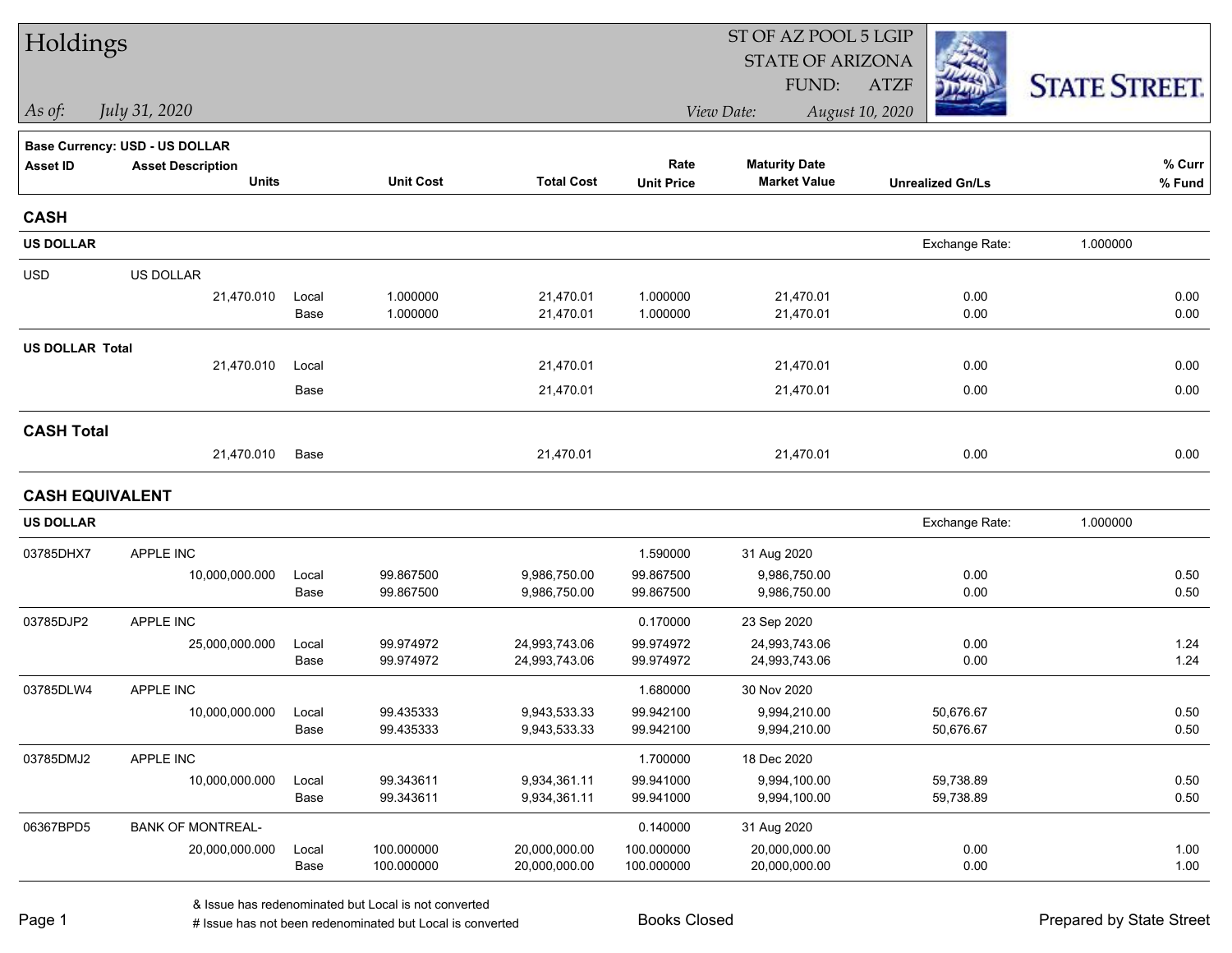# Holdings

ST OF AZ POOL 5 LGIP
STATE OF ARIZONA
FUND: ATZF

STATE STREET.

*As of:* *July 31, 2020*

*View Date:* *August 10, 2020*

**Base Currency: USD - US DOLLAR**

| Asset ID | Asset Description / Units | | Unit Cost | Total Cost | Rate / Unit Price | Maturity Date / Market Value | Unrealized Gn/Ls | % Curr / % Fund |
|---|---|---|---|---|---|---|---|---|
| **CASH** | | | | | | | | |
| **US DOLLAR** | | | | | | | Exchange Rate: | 1.000000 |
| USD | US DOLLAR | | | | | | | |
| | 21,470.010 | Local | 1.000000 | 21,470.01 | 1.000000 | 21,470.01 | 0.00 | 0.00 |
| | | Base | 1.000000 | 21,470.01 | 1.000000 | 21,470.01 | 0.00 | 0.00 |
| **US DOLLAR Total** | | | | | | | | |
| | 21,470.010 | Local | | 21,470.01 | | 21,470.01 | 0.00 | 0.00 |
| | | Base | | 21,470.01 | | 21,470.01 | 0.00 | 0.00 |
| **CASH Total** | | | | | | | | |
| | 21,470.010 | Base | | 21,470.01 | | 21,470.01 | 0.00 | 0.00 |
| **CASH EQUIVALENT** | | | | | | | | |
| **US DOLLAR** | | | | | | | Exchange Rate: | 1.000000 |
| 03785DHX7 | APPLE INC | | | | 1.590000 | 31 Aug 2020 | | |
| | 10,000,000.000 | Local | 99.867500 | 9,986,750.00 | 99.867500 | 9,986,750.00 | 0.00 | 0.50 |
| | | Base | 99.867500 | 9,986,750.00 | 99.867500 | 9,986,750.00 | 0.00 | 0.50 |
| 03785DJP2 | APPLE INC | | | | 0.170000 | 23 Sep 2020 | | |
| | 25,000,000.000 | Local | 99.974972 | 24,993,743.06 | 99.974972 | 24,993,743.06 | 0.00 | 1.24 |
| | | Base | 99.974972 | 24,993,743.06 | 99.974972 | 24,993,743.06 | 0.00 | 1.24 |
| 03785DLW4 | APPLE INC | | | | 1.680000 | 30 Nov 2020 | | |
| | 10,000,000.000 | Local | 99.435333 | 9,943,533.33 | 99.942100 | 9,994,210.00 | 50,676.67 | 0.50 |
| | | Base | 99.435333 | 9,943,533.33 | 99.942100 | 9,994,210.00 | 50,676.67 | 0.50 |
| 03785DMJ2 | APPLE INC | | | | 1.700000 | 18 Dec 2020 | | |
| | 10,000,000.000 | Local | 99.343611 | 9,934,361.11 | 99.941000 | 9,994,100.00 | 59,738.89 | 0.50 |
| | | Base | 99.343611 | 9,934,361.11 | 99.941000 | 9,994,100.00 | 59,738.89 | 0.50 |
| 06367BPD5 | BANK OF MONTREAL- | | | | 0.140000 | 31 Aug 2020 | | |
| | 20,000,000.000 | Local | 100.000000 | 20,000,000.00 | 100.000000 | 20,000,000.00 | 0.00 | 1.00 |
| | | Base | 100.000000 | 20,000,000.00 | 100.000000 | 20,000,000.00 | 0.00 | 1.00 |

& Issue has redenominated but Local is not converted
# Issue has not been redenominated but Local is converted

Books Closed

Prepared by State Street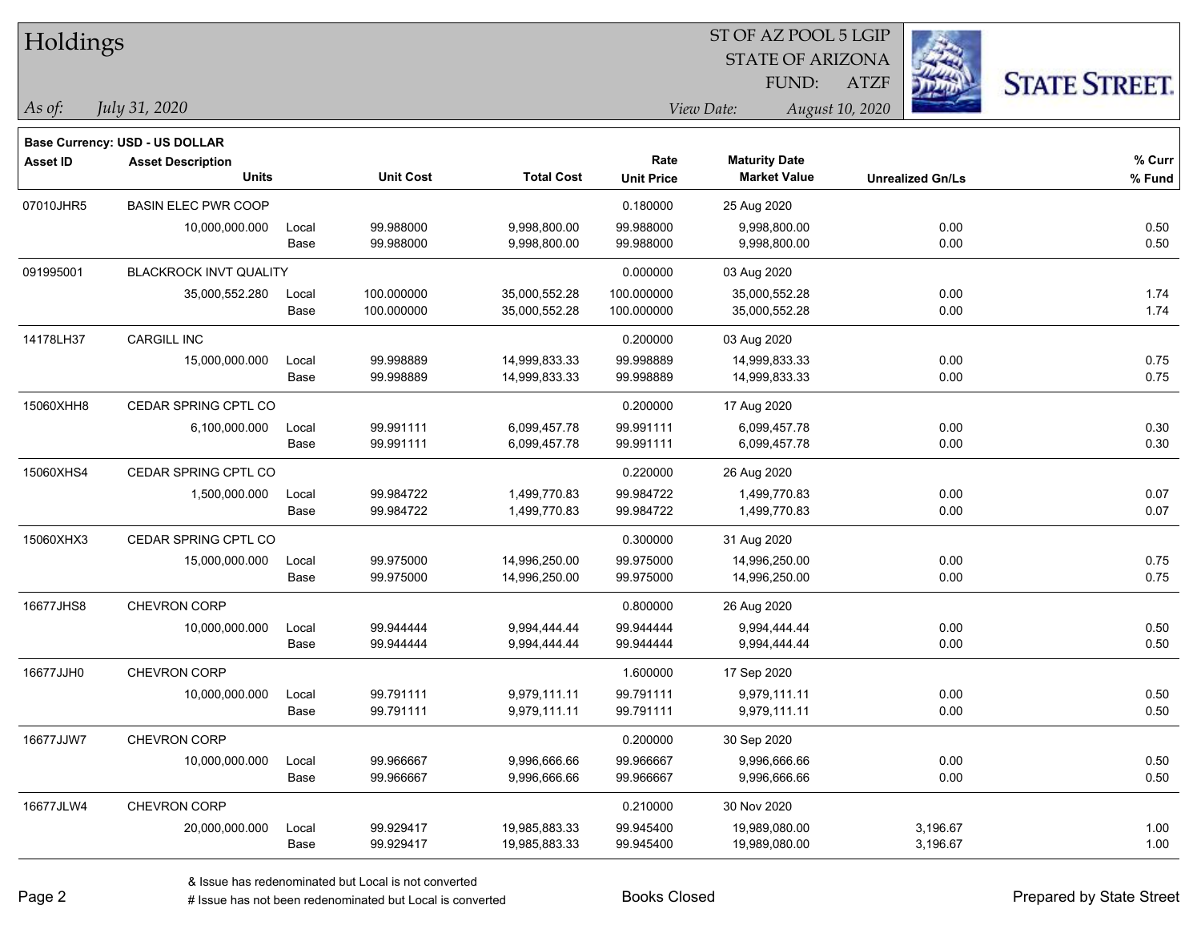# Holdings

ST OF AZ POOL 5 LGIP
STATE OF ARIZONA
FUND: ATZF

*As of:* *July 31, 2020*

*View Date:* *August 10, 2020*

**Base Currency: USD - US DOLLAR**

| Asset ID | Asset Description / Units | | Unit Cost | Total Cost | Rate / Unit Price | Maturity Date / Market Value | Unrealized Gn/Ls | % Curr / % Fund |
|---|---|---|---|---|---|---|---|---|
| 07010JHR5 | BASIN ELEC PWR COOP | | | | 0.180000 | 25 Aug 2020 | | |
| | 10,000,000.000 | Local | 99.988000 | 9,998,800.00 | 99.988000 | 9,998,800.00 | 0.00 | 0.50 |
| | | Base | 99.988000 | 9,998,800.00 | 99.988000 | 9,998,800.00 | 0.00 | 0.50 |
| 091995001 | BLACKROCK INVT QUALITY | | | | 0.000000 | 03 Aug 2020 | | |
| | 35,000,552.280 | Local | 100.000000 | 35,000,552.28 | 100.000000 | 35,000,552.28 | 0.00 | 1.74 |
| | | Base | 100.000000 | 35,000,552.28 | 100.000000 | 35,000,552.28 | 0.00 | 1.74 |
| 14178LH37 | CARGILL INC | | | | 0.200000 | 03 Aug 2020 | | |
| | 15,000,000.000 | Local | 99.998889 | 14,999,833.33 | 99.998889 | 14,999,833.33 | 0.00 | 0.75 |
| | | Base | 99.998889 | 14,999,833.33 | 99.998889 | 14,999,833.33 | 0.00 | 0.75 |
| 15060XHH8 | CEDAR SPRING CPTL CO | | | | 0.200000 | 17 Aug 2020 | | |
| | 6,100,000.000 | Local | 99.991111 | 6,099,457.78 | 99.991111 | 6,099,457.78 | 0.00 | 0.30 |
| | | Base | 99.991111 | 6,099,457.78 | 99.991111 | 6,099,457.78 | 0.00 | 0.30 |
| 15060XHS4 | CEDAR SPRING CPTL CO | | | | 0.220000 | 26 Aug 2020 | | |
| | 1,500,000.000 | Local | 99.984722 | 1,499,770.83 | 99.984722 | 1,499,770.83 | 0.00 | 0.07 |
| | | Base | 99.984722 | 1,499,770.83 | 99.984722 | 1,499,770.83 | 0.00 | 0.07 |
| 15060XHX3 | CEDAR SPRING CPTL CO | | | | 0.300000 | 31 Aug 2020 | | |
| | 15,000,000.000 | Local | 99.975000 | 14,996,250.00 | 99.975000 | 14,996,250.00 | 0.00 | 0.75 |
| | | Base | 99.975000 | 14,996,250.00 | 99.975000 | 14,996,250.00 | 0.00 | 0.75 |
| 16677JHS8 | CHEVRON CORP | | | | 0.800000 | 26 Aug 2020 | | |
| | 10,000,000.000 | Local | 99.944444 | 9,994,444.44 | 99.944444 | 9,994,444.44 | 0.00 | 0.50 |
| | | Base | 99.944444 | 9,994,444.44 | 99.944444 | 9,994,444.44 | 0.00 | 0.50 |
| 16677JJH0 | CHEVRON CORP | | | | 1.600000 | 17 Sep 2020 | | |
| | 10,000,000.000 | Local | 99.791111 | 9,979,111.11 | 99.791111 | 9,979,111.11 | 0.00 | 0.50 |
| | | Base | 99.791111 | 9,979,111.11 | 99.791111 | 9,979,111.11 | 0.00 | 0.50 |
| 16677JJW7 | CHEVRON CORP | | | | 0.200000 | 30 Sep 2020 | | |
| | 10,000,000.000 | Local | 99.966667 | 9,996,666.66 | 99.966667 | 9,996,666.66 | 0.00 | 0.50 |
| | | Base | 99.966667 | 9,996,666.66 | 99.966667 | 9,996,666.66 | 0.00 | 0.50 |
| 16677JLW4 | CHEVRON CORP | | | | 0.210000 | 30 Nov 2020 | | |
| | 20,000,000.000 | Local | 99.929417 | 19,985,883.33 | 99.945400 | 19,989,080.00 | 3,196.67 | 1.00 |
| | | Base | 99.929417 | 19,985,883.33 | 99.945400 | 19,989,080.00 | 3,196.67 | 1.00 |

& Issue has redenominated but Local is not converted
# Issue has not been redenominated but Local is converted

Books Closed

Prepared by State Street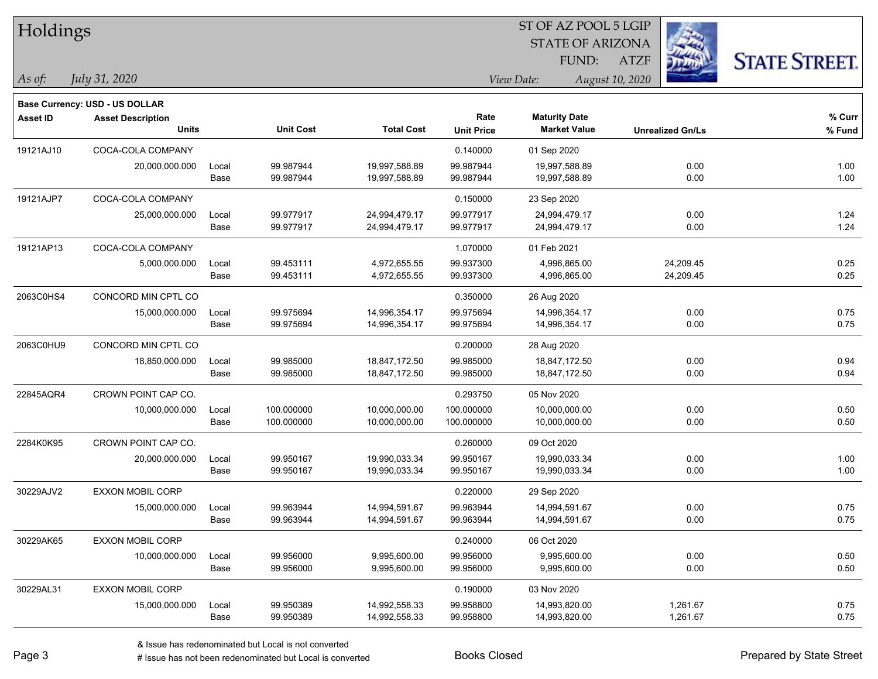# Holdings

ST OF AZ POOL 5 LGIP
STATE OF ARIZONA
FUND: ATZF

*As of:* *July 31, 2020*

*View Date:* *August 10, 2020*

STATE STREET.

**Base Currency: USD - US DOLLAR**

| Asset ID | Asset Description / Units | | Unit Cost | Total Cost | Rate / Unit Price | Maturity Date / Market Value | Unrealized Gn/Ls | % Curr / % Fund |
|---|---|---|---|---|---|---|---|---|
| 19121AJ10 | COCA-COLA COMPANY | | | | 0.140000 | 01 Sep 2020 | | |
| | 20,000,000.000 | Local | 99.987944 | 19,997,588.89 | 99.987944 | 19,997,588.89 | 0.00 | 1.00 |
| | | Base | 99.987944 | 19,997,588.89 | 99.987944 | 19,997,588.89 | 0.00 | 1.00 |
| 19121AJP7 | COCA-COLA COMPANY | | | | 0.150000 | 23 Sep 2020 | | |
| | 25,000,000.000 | Local | 99.977917 | 24,994,479.17 | 99.977917 | 24,994,479.17 | 0.00 | 1.24 |
| | | Base | 99.977917 | 24,994,479.17 | 99.977917 | 24,994,479.17 | 0.00 | 1.24 |
| 19121AP13 | COCA-COLA COMPANY | | | | 1.070000 | 01 Feb 2021 | | |
| | 5,000,000.000 | Local | 99.453111 | 4,972,655.55 | 99.937300 | 4,996,865.00 | 24,209.45 | 0.25 |
| | | Base | 99.453111 | 4,972,655.55 | 99.937300 | 4,996,865.00 | 24,209.45 | 0.25 |
| 2063C0HS4 | CONCORD MIN CPTL CO | | | | 0.350000 | 26 Aug 2020 | | |
| | 15,000,000.000 | Local | 99.975694 | 14,996,354.17 | 99.975694 | 14,996,354.17 | 0.00 | 0.75 |
| | | Base | 99.975694 | 14,996,354.17 | 99.975694 | 14,996,354.17 | 0.00 | 0.75 |
| 2063C0HU9 | CONCORD MIN CPTL CO | | | | 0.200000 | 28 Aug 2020 | | |
| | 18,850,000.000 | Local | 99.985000 | 18,847,172.50 | 99.985000 | 18,847,172.50 | 0.00 | 0.94 |
| | | Base | 99.985000 | 18,847,172.50 | 99.985000 | 18,847,172.50 | 0.00 | 0.94 |
| 22845AQR4 | CROWN POINT CAP CO. | | | | 0.293750 | 05 Nov 2020 | | |
| | 10,000,000.000 | Local | 100.000000 | 10,000,000.00 | 100.000000 | 10,000,000.00 | 0.00 | 0.50 |
| | | Base | 100.000000 | 10,000,000.00 | 100.000000 | 10,000,000.00 | 0.00 | 0.50 |
| 2284K0K95 | CROWN POINT CAP CO. | | | | 0.260000 | 09 Oct 2020 | | |
| | 20,000,000.000 | Local | 99.950167 | 19,990,033.34 | 99.950167 | 19,990,033.34 | 0.00 | 1.00 |
| | | Base | 99.950167 | 19,990,033.34 | 99.950167 | 19,990,033.34 | 0.00 | 1.00 |
| 30229AJV2 | EXXON MOBIL CORP | | | | 0.220000 | 29 Sep 2020 | | |
| | 15,000,000.000 | Local | 99.963944 | 14,994,591.67 | 99.963944 | 14,994,591.67 | 0.00 | 0.75 |
| | | Base | 99.963944 | 14,994,591.67 | 99.963944 | 14,994,591.67 | 0.00 | 0.75 |
| 30229AK65 | EXXON MOBIL CORP | | | | 0.240000 | 06 Oct 2020 | | |
| | 10,000,000.000 | Local | 99.956000 | 9,995,600.00 | 99.956000 | 9,995,600.00 | 0.00 | 0.50 |
| | | Base | 99.956000 | 9,995,600.00 | 99.956000 | 9,995,600.00 | 0.00 | 0.50 |
| 30229AL31 | EXXON MOBIL CORP | | | | 0.190000 | 03 Nov 2020 | | |
| | 15,000,000.000 | Local | 99.950389 | 14,992,558.33 | 99.958800 | 14,993,820.00 | 1,261.67 | 0.75 |
| | | Base | 99.950389 | 14,992,558.33 | 99.958800 | 14,993,820.00 | 1,261.67 | 0.75 |

& Issue has redenominated but Local is not converted
# Issue has not been redenominated but Local is converted

Books Closed

Prepared by State Street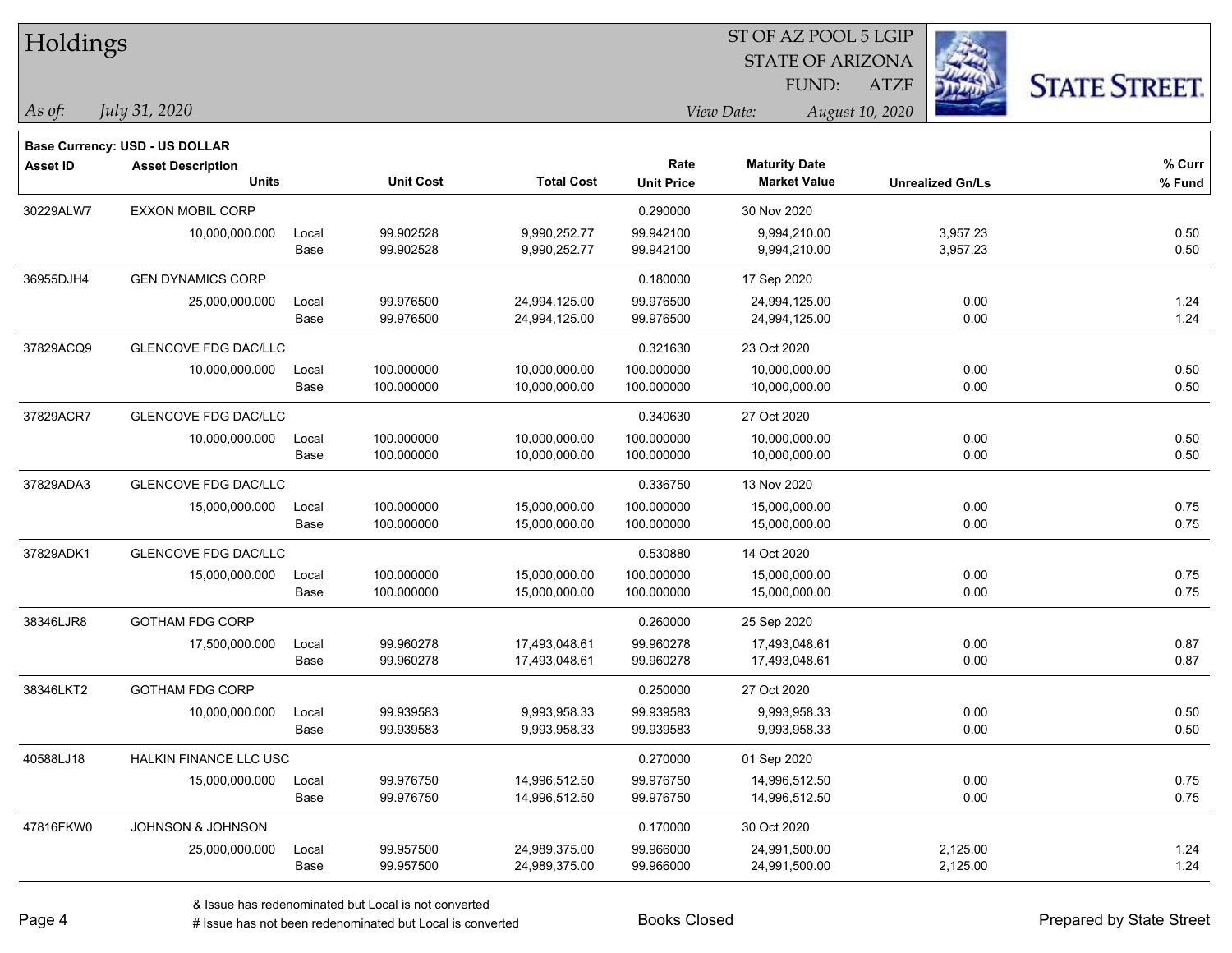# Holdings

ST OF AZ POOL 5 LGIP
STATE OF ARIZONA
FUND: ATZF

*As of: July 31, 2020*

*View Date: August 10, 2020*

STATE STREET.

**Base Currency: USD - US DOLLAR**

| Asset ID | Asset Description / Units | | Unit Cost | Total Cost | Rate / Unit Price | Maturity Date / Market Value | Unrealized Gn/Ls | % Curr / % Fund |
|---|---|---|---|---|---|---|---|---|
| 30229ALW7 | EXXON MOBIL CORP | | | | 0.290000 | 30 Nov 2020 | | |
| | 10,000,000.000 | Local | 99.902528 | 9,990,252.77 | 99.942100 | 9,994,210.00 | 3,957.23 | 0.50 |
| | | Base | 99.902528 | 9,990,252.77 | 99.942100 | 9,994,210.00 | 3,957.23 | 0.50 |
| 36955DJH4 | GEN DYNAMICS CORP | | | | 0.180000 | 17 Sep 2020 | | |
| | 25,000,000.000 | Local | 99.976500 | 24,994,125.00 | 99.976500 | 24,994,125.00 | 0.00 | 1.24 |
| | | Base | 99.976500 | 24,994,125.00 | 99.976500 | 24,994,125.00 | 0.00 | 1.24 |
| 37829ACQ9 | GLENCOVE FDG DAC/LLC | | | | 0.321630 | 23 Oct 2020 | | |
| | 10,000,000.000 | Local | 100.000000 | 10,000,000.00 | 100.000000 | 10,000,000.00 | 0.00 | 0.50 |
| | | Base | 100.000000 | 10,000,000.00 | 100.000000 | 10,000,000.00 | 0.00 | 0.50 |
| 37829ACR7 | GLENCOVE FDG DAC/LLC | | | | 0.340630 | 27 Oct 2020 | | |
| | 10,000,000.000 | Local | 100.000000 | 10,000,000.00 | 100.000000 | 10,000,000.00 | 0.00 | 0.50 |
| | | Base | 100.000000 | 10,000,000.00 | 100.000000 | 10,000,000.00 | 0.00 | 0.50 |
| 37829ADA3 | GLENCOVE FDG DAC/LLC | | | | 0.336750 | 13 Nov 2020 | | |
| | 15,000,000.000 | Local | 100.000000 | 15,000,000.00 | 100.000000 | 15,000,000.00 | 0.00 | 0.75 |
| | | Base | 100.000000 | 15,000,000.00 | 100.000000 | 15,000,000.00 | 0.00 | 0.75 |
| 37829ADK1 | GLENCOVE FDG DAC/LLC | | | | 0.530880 | 14 Oct 2020 | | |
| | 15,000,000.000 | Local | 100.000000 | 15,000,000.00 | 100.000000 | 15,000,000.00 | 0.00 | 0.75 |
| | | Base | 100.000000 | 15,000,000.00 | 100.000000 | 15,000,000.00 | 0.00 | 0.75 |
| 38346LJR8 | GOTHAM FDG CORP | | | | 0.260000 | 25 Sep 2020 | | |
| | 17,500,000.000 | Local | 99.960278 | 17,493,048.61 | 99.960278 | 17,493,048.61 | 0.00 | 0.87 |
| | | Base | 99.960278 | 17,493,048.61 | 99.960278 | 17,493,048.61 | 0.00 | 0.87 |
| 38346LKT2 | GOTHAM FDG CORP | | | | 0.250000 | 27 Oct 2020 | | |
| | 10,000,000.000 | Local | 99.939583 | 9,993,958.33 | 99.939583 | 9,993,958.33 | 0.00 | 0.50 |
| | | Base | 99.939583 | 9,993,958.33 | 99.939583 | 9,993,958.33 | 0.00 | 0.50 |
| 40588LJ18 | HALKIN FINANCE LLC USC | | | | 0.270000 | 01 Sep 2020 | | |
| | 15,000,000.000 | Local | 99.976750 | 14,996,512.50 | 99.976750 | 14,996,512.50 | 0.00 | 0.75 |
| | | Base | 99.976750 | 14,996,512.50 | 99.976750 | 14,996,512.50 | 0.00 | 0.75 |
| 47816FKW0 | JOHNSON & JOHNSON | | | | 0.170000 | 30 Oct 2020 | | |
| | 25,000,000.000 | Local | 99.957500 | 24,989,375.00 | 99.966000 | 24,991,500.00 | 2,125.00 | 1.24 |
| | | Base | 99.957500 | 24,989,375.00 | 99.966000 | 24,991,500.00 | 2,125.00 | 1.24 |

& Issue has redenominated but Local is not converted

# Issue has not been redenominated but Local is converted

Books Closed

Prepared by State Street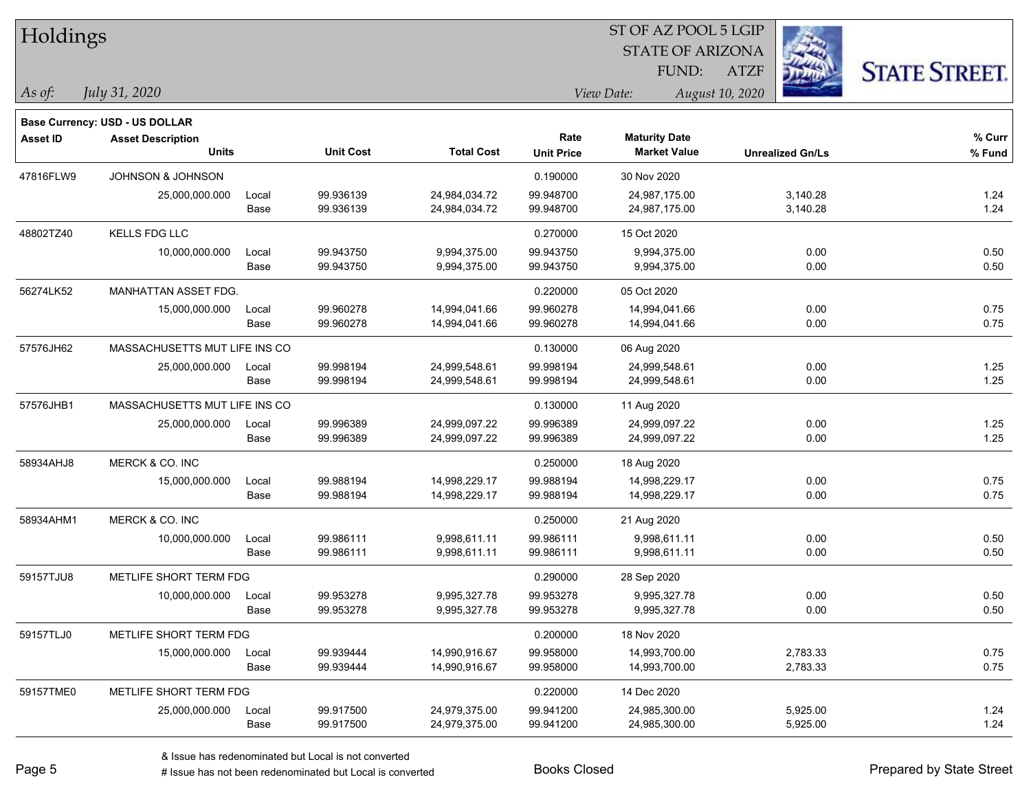# Holdings

ST OF AZ POOL 5 LGIP
STATE OF ARIZONA
FUND: ATZF

*As of:* *July 31, 2020*

*View Date:* *August 10, 2020*

**Base Currency: USD - US DOLLAR**

| Asset ID | Asset Description / Units | | Unit Cost | Total Cost | Rate / Unit Price | Maturity Date / Market Value | Unrealized Gn/Ls | % Curr / % Fund |
|---|---|---|---|---|---|---|---|---|
| 47816FLW9 | JOHNSON & JOHNSON | | | | 0.190000 | 30 Nov 2020 | | |
| | 25,000,000.000 | Local | 99.936139 | 24,984,034.72 | 99.948700 | 24,987,175.00 | 3,140.28 | 1.24 |
| | | Base | 99.936139 | 24,984,034.72 | 99.948700 | 24,987,175.00 | 3,140.28 | 1.24 |
| 48802TZ40 | KELLS FDG LLC | | | | 0.270000 | 15 Oct 2020 | | |
| | 10,000,000.000 | Local | 99.943750 | 9,994,375.00 | 99.943750 | 9,994,375.00 | 0.00 | 0.50 |
| | | Base | 99.943750 | 9,994,375.00 | 99.943750 | 9,994,375.00 | 0.00 | 0.50 |
| 56274LK52 | MANHATTAN ASSET FDG. | | | | 0.220000 | 05 Oct 2020 | | |
| | 15,000,000.000 | Local | 99.960278 | 14,994,041.66 | 99.960278 | 14,994,041.66 | 0.00 | 0.75 |
| | | Base | 99.960278 | 14,994,041.66 | 99.960278 | 14,994,041.66 | 0.00 | 0.75 |
| 57576JH62 | MASSACHUSETTS MUT LIFE INS CO | | | | 0.130000 | 06 Aug 2020 | | |
| | 25,000,000.000 | Local | 99.998194 | 24,999,548.61 | 99.998194 | 24,999,548.61 | 0.00 | 1.25 |
| | | Base | 99.998194 | 24,999,548.61 | 99.998194 | 24,999,548.61 | 0.00 | 1.25 |
| 57576JHB1 | MASSACHUSETTS MUT LIFE INS CO | | | | 0.130000 | 11 Aug 2020 | | |
| | 25,000,000.000 | Local | 99.996389 | 24,999,097.22 | 99.996389 | 24,999,097.22 | 0.00 | 1.25 |
| | | Base | 99.996389 | 24,999,097.22 | 99.996389 | 24,999,097.22 | 0.00 | 1.25 |
| 58934AHJ8 | MERCK & CO. INC | | | | 0.250000 | 18 Aug 2020 | | |
| | 15,000,000.000 | Local | 99.988194 | 14,998,229.17 | 99.988194 | 14,998,229.17 | 0.00 | 0.75 |
| | | Base | 99.988194 | 14,998,229.17 | 99.988194 | 14,998,229.17 | 0.00 | 0.75 |
| 58934AHM1 | MERCK & CO. INC | | | | 0.250000 | 21 Aug 2020 | | |
| | 10,000,000.000 | Local | 99.986111 | 9,998,611.11 | 99.986111 | 9,998,611.11 | 0.00 | 0.50 |
| | | Base | 99.986111 | 9,998,611.11 | 99.986111 | 9,998,611.11 | 0.00 | 0.50 |
| 59157TJU8 | METLIFE SHORT TERM FDG | | | | 0.290000 | 28 Sep 2020 | | |
| | 10,000,000.000 | Local | 99.953278 | 9,995,327.78 | 99.953278 | 9,995,327.78 | 0.00 | 0.50 |
| | | Base | 99.953278 | 9,995,327.78 | 99.953278 | 9,995,327.78 | 0.00 | 0.50 |
| 59157TLJ0 | METLIFE SHORT TERM FDG | | | | 0.200000 | 18 Nov 2020 | | |
| | 15,000,000.000 | Local | 99.939444 | 14,990,916.67 | 99.958000 | 14,993,700.00 | 2,783.33 | 0.75 |
| | | Base | 99.939444 | 14,990,916.67 | 99.958000 | 14,993,700.00 | 2,783.33 | 0.75 |
| 59157TME0 | METLIFE SHORT TERM FDG | | | | 0.220000 | 14 Dec 2020 | | |
| | 25,000,000.000 | Local | 99.917500 | 24,979,375.00 | 99.941200 | 24,985,300.00 | 5,925.00 | 1.24 |
| | | Base | 99.917500 | 24,979,375.00 | 99.941200 | 24,985,300.00 | 5,925.00 | 1.24 |

& Issue has redenominated but Local is not converted
# Issue has not been redenominated but Local is converted

Books Closed

Prepared by State Street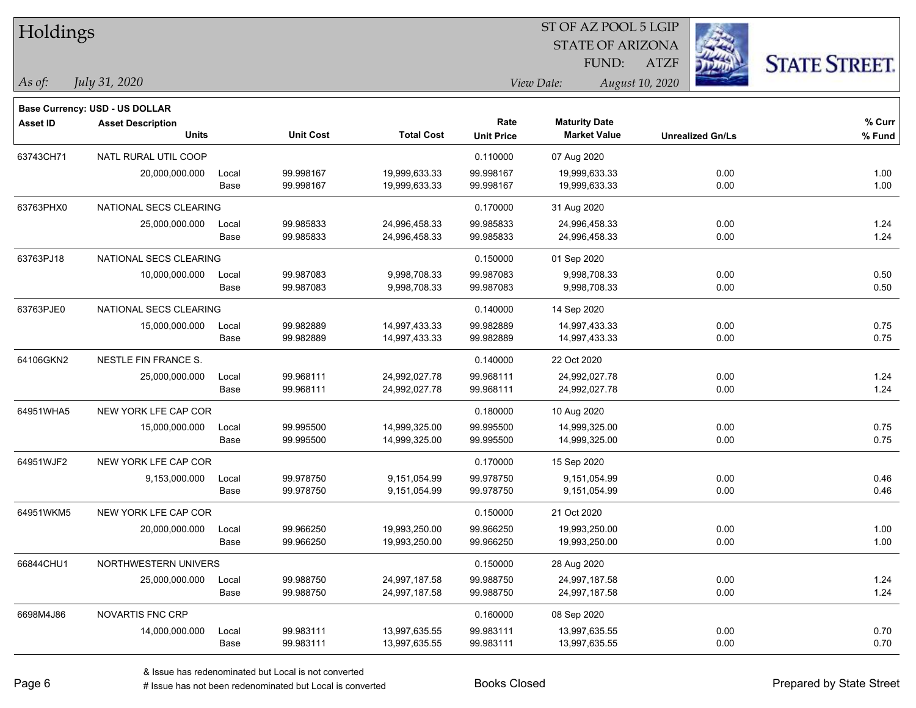# Holdings

ST OF AZ POOL 5 LGIP
STATE OF ARIZONA
FUND: ATZF

*As of:* *July 31, 2020*

*View Date:* *August 10, 2020*

**Base Currency: USD - US DOLLAR**

| Asset ID | Asset Description / Units | | Unit Cost | Total Cost | Rate / Unit Price | Maturity Date / Market Value | Unrealized Gn/Ls | % Curr / % Fund |
|---|---|---|---|---|---|---|---|---|
| 63743CH71 | NATL RURAL UTIL COOP | | | | 0.110000 | 07 Aug 2020 | | |
| | 20,000,000.000 | Local | 99.998167 | 19,999,633.33 | 99.998167 | 19,999,633.33 | 0.00 | 1.00 |
| | | Base | 99.998167 | 19,999,633.33 | 99.998167 | 19,999,633.33 | 0.00 | 1.00 |
| 63763PHX0 | NATIONAL SECS CLEARING | | | | 0.170000 | 31 Aug 2020 | | |
| | 25,000,000.000 | Local | 99.985833 | 24,996,458.33 | 99.985833 | 24,996,458.33 | 0.00 | 1.24 |
| | | Base | 99.985833 | 24,996,458.33 | 99.985833 | 24,996,458.33 | 0.00 | 1.24 |
| 63763PJ18 | NATIONAL SECS CLEARING | | | | 0.150000 | 01 Sep 2020 | | |
| | 10,000,000.000 | Local | 99.987083 | 9,998,708.33 | 99.987083 | 9,998,708.33 | 0.00 | 0.50 |
| | | Base | 99.987083 | 9,998,708.33 | 99.987083 | 9,998,708.33 | 0.00 | 0.50 |
| 63763PJE0 | NATIONAL SECS CLEARING | | | | 0.140000 | 14 Sep 2020 | | |
| | 15,000,000.000 | Local | 99.982889 | 14,997,433.33 | 99.982889 | 14,997,433.33 | 0.00 | 0.75 |
| | | Base | 99.982889 | 14,997,433.33 | 99.982889 | 14,997,433.33 | 0.00 | 0.75 |
| 64106GKN2 | NESTLE FIN FRANCE S. | | | | 0.140000 | 22 Oct 2020 | | |
| | 25,000,000.000 | Local | 99.968111 | 24,992,027.78 | 99.968111 | 24,992,027.78 | 0.00 | 1.24 |
| | | Base | 99.968111 | 24,992,027.78 | 99.968111 | 24,992,027.78 | 0.00 | 1.24 |
| 64951WHA5 | NEW YORK LFE CAP COR | | | | 0.180000 | 10 Aug 2020 | | |
| | 15,000,000.000 | Local | 99.995500 | 14,999,325.00 | 99.995500 | 14,999,325.00 | 0.00 | 0.75 |
| | | Base | 99.995500 | 14,999,325.00 | 99.995500 | 14,999,325.00 | 0.00 | 0.75 |
| 64951WJF2 | NEW YORK LFE CAP COR | | | | 0.170000 | 15 Sep 2020 | | |
| | 9,153,000.000 | Local | 99.978750 | 9,151,054.99 | 99.978750 | 9,151,054.99 | 0.00 | 0.46 |
| | | Base | 99.978750 | 9,151,054.99 | 99.978750 | 9,151,054.99 | 0.00 | 0.46 |
| 64951WKM5 | NEW YORK LFE CAP COR | | | | 0.150000 | 21 Oct 2020 | | |
| | 20,000,000.000 | Local | 99.966250 | 19,993,250.00 | 99.966250 | 19,993,250.00 | 0.00 | 1.00 |
| | | Base | 99.966250 | 19,993,250.00 | 99.966250 | 19,993,250.00 | 0.00 | 1.00 |
| 66844CHU1 | NORTHWESTERN UNIVERS | | | | 0.150000 | 28 Aug 2020 | | |
| | 25,000,000.000 | Local | 99.988750 | 24,997,187.58 | 99.988750 | 24,997,187.58 | 0.00 | 1.24 |
| | | Base | 99.988750 | 24,997,187.58 | 99.988750 | 24,997,187.58 | 0.00 | 1.24 |
| 6698M4J86 | NOVARTIS FNC CRP | | | | 0.160000 | 08 Sep 2020 | | |
| | 14,000,000.000 | Local | 99.983111 | 13,997,635.55 | 99.983111 | 13,997,635.55 | 0.00 | 0.70 |
| | | Base | 99.983111 | 13,997,635.55 | 99.983111 | 13,997,635.55 | 0.00 | 0.70 |

& Issue has redenominated but Local is not converted
# Issue has not been redenominated but Local is converted

Books Closed

Prepared by State Street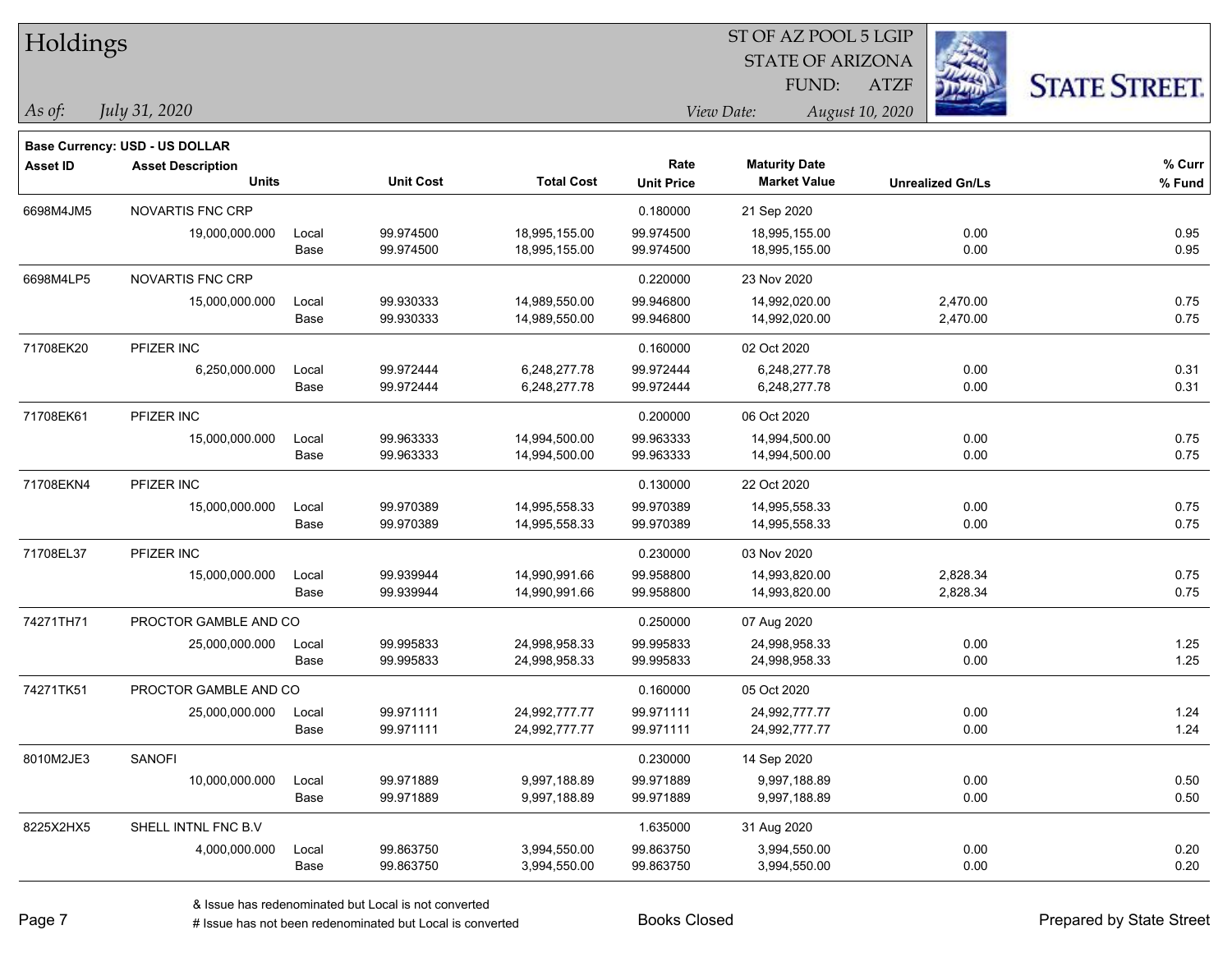# Holdings

ST OF AZ POOL 5 LGIP
STATE OF ARIZONA
FUND: ATZF

*As of:* *July 31, 2020*

*View Date:* *August 10, 2020*

**Base Currency: USD - US DOLLAR**

| Asset ID | Asset Description / Units | | Unit Cost | Total Cost | Rate / Unit Price | Maturity Date / Market Value | Unrealized Gn/Ls | % Curr / % Fund |
|---|---|---|---|---|---|---|---|---|
| 6698M4JM5 | NOVARTIS FNC CRP | | | | 0.180000 | 21 Sep 2020 | | |
| | 19,000,000.000 | Local | 99.974500 | 18,995,155.00 | 99.974500 | 18,995,155.00 | 0.00 | 0.95 |
| | | Base | 99.974500 | 18,995,155.00 | 99.974500 | 18,995,155.00 | 0.00 | 0.95 |
| 6698M4LP5 | NOVARTIS FNC CRP | | | | 0.220000 | 23 Nov 2020 | | |
| | 15,000,000.000 | Local | 99.930333 | 14,989,550.00 | 99.946800 | 14,992,020.00 | 2,470.00 | 0.75 |
| | | Base | 99.930333 | 14,989,550.00 | 99.946800 | 14,992,020.00 | 2,470.00 | 0.75 |
| 71708EK20 | PFIZER INC | | | | 0.160000 | 02 Oct 2020 | | |
| | 6,250,000.000 | Local | 99.972444 | 6,248,277.78 | 99.972444 | 6,248,277.78 | 0.00 | 0.31 |
| | | Base | 99.972444 | 6,248,277.78 | 99.972444 | 6,248,277.78 | 0.00 | 0.31 |
| 71708EK61 | PFIZER INC | | | | 0.200000 | 06 Oct 2020 | | |
| | 15,000,000.000 | Local | 99.963333 | 14,994,500.00 | 99.963333 | 14,994,500.00 | 0.00 | 0.75 |
| | | Base | 99.963333 | 14,994,500.00 | 99.963333 | 14,994,500.00 | 0.00 | 0.75 |
| 71708EKN4 | PFIZER INC | | | | 0.130000 | 22 Oct 2020 | | |
| | 15,000,000.000 | Local | 99.970389 | 14,995,558.33 | 99.970389 | 14,995,558.33 | 0.00 | 0.75 |
| | | Base | 99.970389 | 14,995,558.33 | 99.970389 | 14,995,558.33 | 0.00 | 0.75 |
| 71708EL37 | PFIZER INC | | | | 0.230000 | 03 Nov 2020 | | |
| | 15,000,000.000 | Local | 99.939944 | 14,990,991.66 | 99.958800 | 14,993,820.00 | 2,828.34 | 0.75 |
| | | Base | 99.939944 | 14,990,991.66 | 99.958800 | 14,993,820.00 | 2,828.34 | 0.75 |
| 74271TH71 | PROCTOR GAMBLE AND CO | | | | 0.250000 | 07 Aug 2020 | | |
| | 25,000,000.000 | Local | 99.995833 | 24,998,958.33 | 99.995833 | 24,998,958.33 | 0.00 | 1.25 |
| | | Base | 99.995833 | 24,998,958.33 | 99.995833 | 24,998,958.33 | 0.00 | 1.25 |
| 74271TK51 | PROCTOR GAMBLE AND CO | | | | 0.160000 | 05 Oct 2020 | | |
| | 25,000,000.000 | Local | 99.971111 | 24,992,777.77 | 99.971111 | 24,992,777.77 | 0.00 | 1.24 |
| | | Base | 99.971111 | 24,992,777.77 | 99.971111 | 24,992,777.77 | 0.00 | 1.24 |
| 8010M2JE3 | SANOFI | | | | 0.230000 | 14 Sep 2020 | | |
| | 10,000,000.000 | Local | 99.971889 | 9,997,188.89 | 99.971889 | 9,997,188.89 | 0.00 | 0.50 |
| | | Base | 99.971889 | 9,997,188.89 | 99.971889 | 9,997,188.89 | 0.00 | 0.50 |
| 8225X2HX5 | SHELL INTNL FNC B.V | | | | 1.635000 | 31 Aug 2020 | | |
| | 4,000,000.000 | Local | 99.863750 | 3,994,550.00 | 99.863750 | 3,994,550.00 | 0.00 | 0.20 |
| | | Base | 99.863750 | 3,994,550.00 | 99.863750 | 3,994,550.00 | 0.00 | 0.20 |

& Issue has redenominated but Local is not converted
# Issue has not been redenominated but Local is converted

Books Closed

Prepared by State Street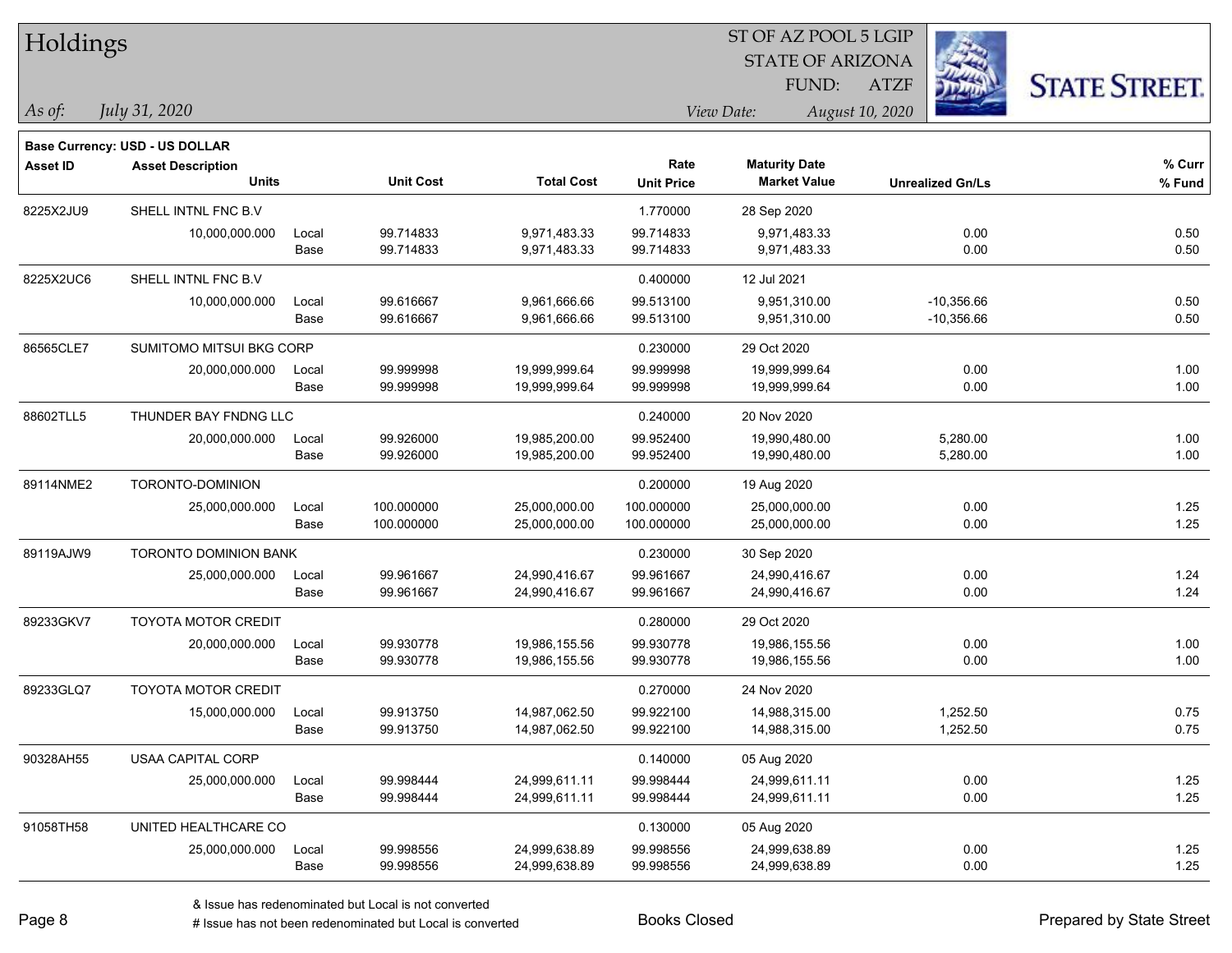# Holdings

ST OF AZ POOL 5 LGIP
STATE OF ARIZONA
FUND: ATZF

*As of: July 31, 2020*

*View Date: August 10, 2020*

**Base Currency: USD - US DOLLAR**

| Asset ID | Asset Description / Units | | Unit Cost | Total Cost | Rate / Unit Price | Maturity Date / Market Value | Unrealized Gn/Ls | % Curr / % Fund |
|---|---|---|---|---|---|---|---|---|
| 8225X2JU9 | SHELL INTNL FNC B.V | | | | 1.770000 | 28 Sep 2020 | | |
| | 10,000,000.000 | Local | 99.714833 | 9,971,483.33 | 99.714833 | 9,971,483.33 | 0.00 | 0.50 |
| | | Base | 99.714833 | 9,971,483.33 | 99.714833 | 9,971,483.33 | 0.00 | 0.50 |
| 8225X2UC6 | SHELL INTNL FNC B.V | | | | 0.400000 | 12 Jul 2021 | | |
| | 10,000,000.000 | Local | 99.616667 | 9,961,666.66 | 99.513100 | 9,951,310.00 | -10,356.66 | 0.50 |
| | | Base | 99.616667 | 9,961,666.66 | 99.513100 | 9,951,310.00 | -10,356.66 | 0.50 |
| 86565CLE7 | SUMITOMO MITSUI BKG CORP | | | | 0.230000 | 29 Oct 2020 | | |
| | 20,000,000.000 | Local | 99.999998 | 19,999,999.64 | 99.999998 | 19,999,999.64 | 0.00 | 1.00 |
| | | Base | 99.999998 | 19,999,999.64 | 99.999998 | 19,999,999.64 | 0.00 | 1.00 |
| 88602TLL5 | THUNDER BAY FNDNG LLC | | | | 0.240000 | 20 Nov 2020 | | |
| | 20,000,000.000 | Local | 99.926000 | 19,985,200.00 | 99.952400 | 19,990,480.00 | 5,280.00 | 1.00 |
| | | Base | 99.926000 | 19,985,200.00 | 99.952400 | 19,990,480.00 | 5,280.00 | 1.00 |
| 89114NME2 | TORONTO-DOMINION | | | | 0.200000 | 19 Aug 2020 | | |
| | 25,000,000.000 | Local | 100.000000 | 25,000,000.00 | 100.000000 | 25,000,000.00 | 0.00 | 1.25 |
| | | Base | 100.000000 | 25,000,000.00 | 100.000000 | 25,000,000.00 | 0.00 | 1.25 |
| 89119AJW9 | TORONTO DOMINION BANK | | | | 0.230000 | 30 Sep 2020 | | |
| | 25,000,000.000 | Local | 99.961667 | 24,990,416.67 | 99.961667 | 24,990,416.67 | 0.00 | 1.24 |
| | | Base | 99.961667 | 24,990,416.67 | 99.961667 | 24,990,416.67 | 0.00 | 1.24 |
| 89233GKV7 | TOYOTA MOTOR CREDIT | | | | 0.280000 | 29 Oct 2020 | | |
| | 20,000,000.000 | Local | 99.930778 | 19,986,155.56 | 99.930778 | 19,986,155.56 | 0.00 | 1.00 |
| | | Base | 99.930778 | 19,986,155.56 | 99.930778 | 19,986,155.56 | 0.00 | 1.00 |
| 89233GLQ7 | TOYOTA MOTOR CREDIT | | | | 0.270000 | 24 Nov 2020 | | |
| | 15,000,000.000 | Local | 99.913750 | 14,987,062.50 | 99.922100 | 14,988,315.00 | 1,252.50 | 0.75 |
| | | Base | 99.913750 | 14,987,062.50 | 99.922100 | 14,988,315.00 | 1,252.50 | 0.75 |
| 90328AH55 | USAA CAPITAL CORP | | | | 0.140000 | 05 Aug 2020 | | |
| | 25,000,000.000 | Local | 99.998444 | 24,999,611.11 | 99.998444 | 24,999,611.11 | 0.00 | 1.25 |
| | | Base | 99.998444 | 24,999,611.11 | 99.998444 | 24,999,611.11 | 0.00 | 1.25 |
| 91058TH58 | UNITED HEALTHCARE CO | | | | 0.130000 | 05 Aug 2020 | | |
| | 25,000,000.000 | Local | 99.998556 | 24,999,638.89 | 99.998556 | 24,999,638.89 | 0.00 | 1.25 |
| | | Base | 99.998556 | 24,999,638.89 | 99.998556 | 24,999,638.89 | 0.00 | 1.25 |

& Issue has redenominated but Local is not converted

# Issue has not been redenominated but Local is converted

Books Closed

Prepared by State Street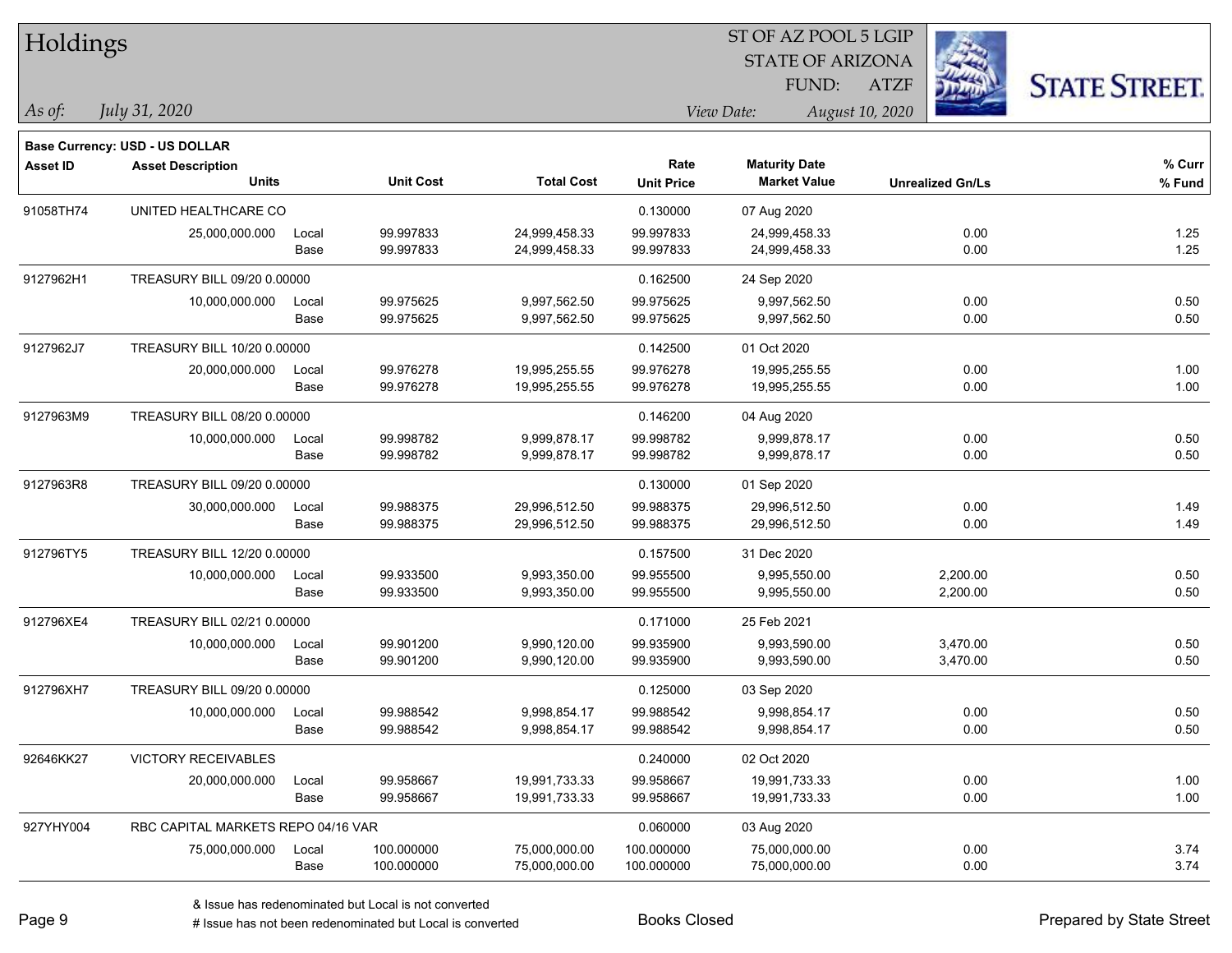# Holdings

ST OF AZ POOL 5 LGIP
STATE OF ARIZONA
FUND: ATZF

*As of:* *July 31, 2020*

*View Date:* *August 10, 2020*

**Base Currency: USD - US DOLLAR**

| Asset ID | Asset Description / Units | | Unit Cost | Total Cost | Rate / Unit Price | Maturity Date / Market Value | Unrealized Gn/Ls | % Curr / % Fund |
|---|---|---|---|---|---|---|---|---|
| 91058TH74 | UNITED HEALTHCARE CO | | | | 0.130000 | 07 Aug 2020 | | |
| | 25,000,000.000 | Local | 99.997833 | 24,999,458.33 | 99.997833 | 24,999,458.33 | 0.00 | 1.25 |
| | | Base | 99.997833 | 24,999,458.33 | 99.997833 | 24,999,458.33 | 0.00 | 1.25 |
| 9127962H1 | TREASURY BILL 09/20 0.00000 | | | | 0.162500 | 24 Sep 2020 | | |
| | 10,000,000.000 | Local | 99.975625 | 9,997,562.50 | 99.975625 | 9,997,562.50 | 0.00 | 0.50 |
| | | Base | 99.975625 | 9,997,562.50 | 99.975625 | 9,997,562.50 | 0.00 | 0.50 |
| 9127962J7 | TREASURY BILL 10/20 0.00000 | | | | 0.142500 | 01 Oct 2020 | | |
| | 20,000,000.000 | Local | 99.976278 | 19,995,255.55 | 99.976278 | 19,995,255.55 | 0.00 | 1.00 |
| | | Base | 99.976278 | 19,995,255.55 | 99.976278 | 19,995,255.55 | 0.00 | 1.00 |
| 9127963M9 | TREASURY BILL 08/20 0.00000 | | | | 0.146200 | 04 Aug 2020 | | |
| | 10,000,000.000 | Local | 99.998782 | 9,999,878.17 | 99.998782 | 9,999,878.17 | 0.00 | 0.50 |
| | | Base | 99.998782 | 9,999,878.17 | 99.998782 | 9,999,878.17 | 0.00 | 0.50 |
| 9127963R8 | TREASURY BILL 09/20 0.00000 | | | | 0.130000 | 01 Sep 2020 | | |
| | 30,000,000.000 | Local | 99.988375 | 29,996,512.50 | 99.988375 | 29,996,512.50 | 0.00 | 1.49 |
| | | Base | 99.988375 | 29,996,512.50 | 99.988375 | 29,996,512.50 | 0.00 | 1.49 |
| 912796TY5 | TREASURY BILL 12/20 0.00000 | | | | 0.157500 | 31 Dec 2020 | | |
| | 10,000,000.000 | Local | 99.933500 | 9,993,350.00 | 99.955500 | 9,995,550.00 | 2,200.00 | 0.50 |
| | | Base | 99.933500 | 9,993,350.00 | 99.955500 | 9,995,550.00 | 2,200.00 | 0.50 |
| 912796XE4 | TREASURY BILL 02/21 0.00000 | | | | 0.171000 | 25 Feb 2021 | | |
| | 10,000,000.000 | Local | 99.901200 | 9,990,120.00 | 99.935900 | 9,993,590.00 | 3,470.00 | 0.50 |
| | | Base | 99.901200 | 9,990,120.00 | 99.935900 | 9,993,590.00 | 3,470.00 | 0.50 |
| 912796XH7 | TREASURY BILL 09/20 0.00000 | | | | 0.125000 | 03 Sep 2020 | | |
| | 10,000,000.000 | Local | 99.988542 | 9,998,854.17 | 99.988542 | 9,998,854.17 | 0.00 | 0.50 |
| | | Base | 99.988542 | 9,998,854.17 | 99.988542 | 9,998,854.17 | 0.00 | 0.50 |
| 92646KK27 | VICTORY RECEIVABLES | | | | 0.240000 | 02 Oct 2020 | | |
| | 20,000,000.000 | Local | 99.958667 | 19,991,733.33 | 99.958667 | 19,991,733.33 | 0.00 | 1.00 |
| | | Base | 99.958667 | 19,991,733.33 | 99.958667 | 19,991,733.33 | 0.00 | 1.00 |
| 927YHY004 | RBC CAPITAL MARKETS REPO 04/16 VAR | | | | 0.060000 | 03 Aug 2020 | | |
| | 75,000,000.000 | Local | 100.000000 | 75,000,000.00 | 100.000000 | 75,000,000.00 | 0.00 | 3.74 |
| | | Base | 100.000000 | 75,000,000.00 | 100.000000 | 75,000,000.00 | 0.00 | 3.74 |

& Issue has redenominated but Local is not converted
# Issue has not been redenominated but Local is converted

Books Closed

Prepared by State Street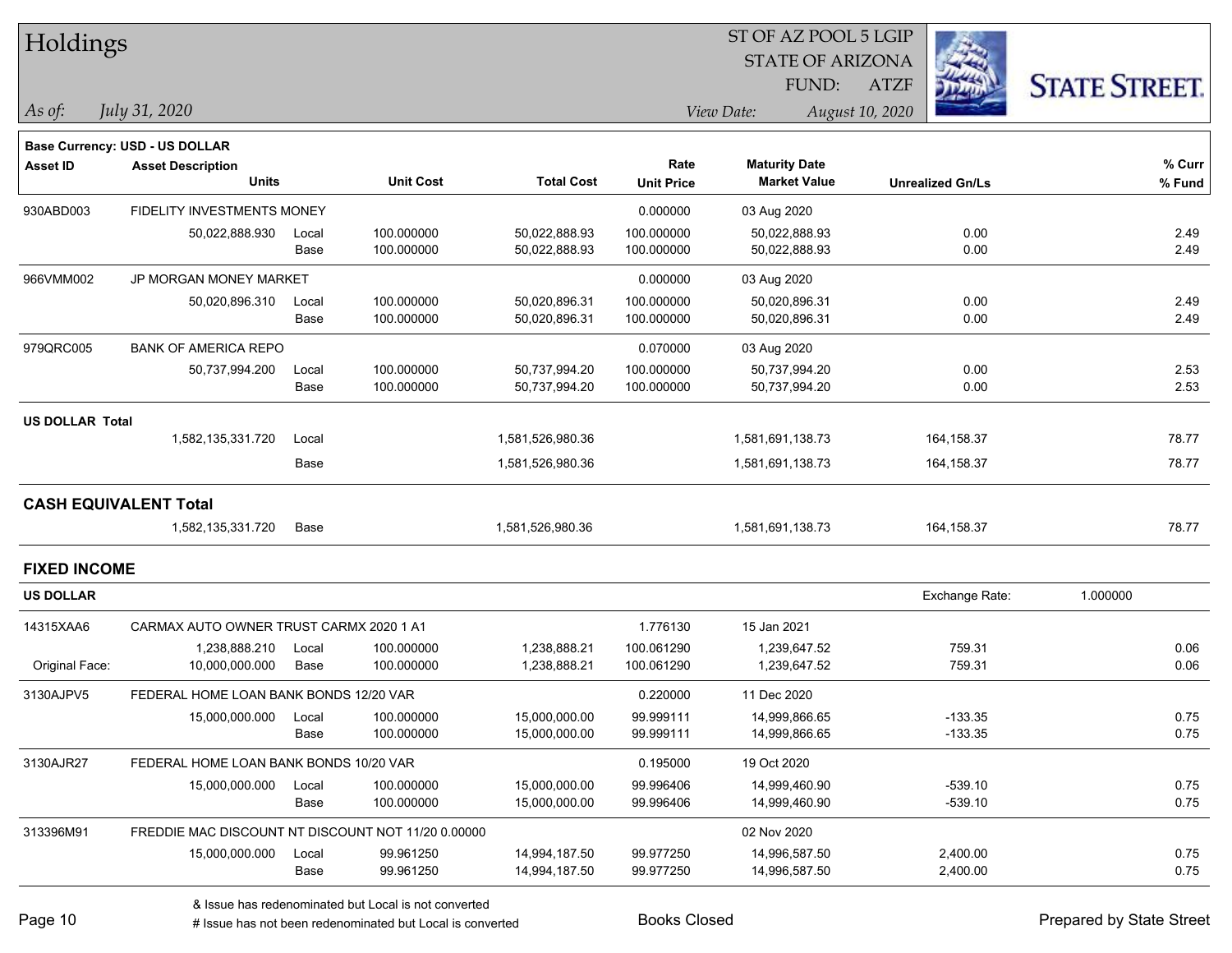# Holdings

ST OF AZ POOL 5 LGIP
STATE OF ARIZONA
FUND: ATZF

*As of:* *July 31, 2020*

*View Date:* *August 10, 2020*

**Base Currency: USD - US DOLLAR**

| Asset ID | Asset Description / Units | | Unit Cost | Total Cost | Rate / Unit Price | Maturity Date / Market Value | Unrealized Gn/Ls | % Curr / % Fund |
|---|---|---|---|---|---|---|---|---|
| 930ABD003 | FIDELITY INVESTMENTS MONEY | | | | 0.000000 | 03 Aug 2020 | | |
| | 50,022,888.930 | Local | 100.000000 | 50,022,888.93 | 100.000000 | 50,022,888.93 | 0.00 | 2.49 |
| | | Base | 100.000000 | 50,022,888.93 | 100.000000 | 50,022,888.93 | 0.00 | 2.49 |
| 966VMM002 | JP MORGAN MONEY MARKET | | | | 0.000000 | 03 Aug 2020 | | |
| | 50,020,896.310 | Local | 100.000000 | 50,020,896.31 | 100.000000 | 50,020,896.31 | 0.00 | 2.49 |
| | | Base | 100.000000 | 50,020,896.31 | 100.000000 | 50,020,896.31 | 0.00 | 2.49 |
| 979QRC005 | BANK OF AMERICA REPO | | | | 0.070000 | 03 Aug 2020 | | |
| | 50,737,994.200 | Local | 100.000000 | 50,737,994.20 | 100.000000 | 50,737,994.20 | 0.00 | 2.53 |
| | | Base | 100.000000 | 50,737,994.20 | 100.000000 | 50,737,994.20 | 0.00 | 2.53 |
| **US DOLLAR Total** | | | | | | | | |
| | 1,582,135,331.720 | Local | | 1,581,526,980.36 | | 1,581,691,138.73 | 164,158.37 | 78.77 |
| | | Base | | 1,581,526,980.36 | | 1,581,691,138.73 | 164,158.37 | 78.77 |
| **CASH EQUIVALENT Total** | | | | | | | | |
| | 1,582,135,331.720 | Base | | 1,581,526,980.36 | | 1,581,691,138.73 | 164,158.37 | 78.77 |

## FIXED INCOME

**US DOLLAR** — Exchange Rate: 1.000000

| Asset ID | Asset Description / Units | | Unit Cost | Total Cost | Rate / Unit Price | Maturity Date / Market Value | Unrealized Gn/Ls | % Curr / % Fund |
|---|---|---|---|---|---|---|---|---|
| 14315XAA6 | CARMAX AUTO OWNER TRUST CARMX 2020 1 A1 | | | | 1.776130 | 15 Jan 2021 | | |
| | 1,238,888.210 | Local | 100.000000 | 1,238,888.21 | 100.061290 | 1,239,647.52 | 759.31 | 0.06 |
| Original Face: | 10,000,000.000 | Base | 100.000000 | 1,238,888.21 | 100.061290 | 1,239,647.52 | 759.31 | 0.06 |
| 3130AJPV5 | FEDERAL HOME LOAN BANK BONDS 12/20 VAR | | | | 0.220000 | 11 Dec 2020 | | |
| | 15,000,000.000 | Local | 100.000000 | 15,000,000.00 | 99.999111 | 14,999,866.65 | -133.35 | 0.75 |
| | | Base | 100.000000 | 15,000,000.00 | 99.999111 | 14,999,866.65 | -133.35 | 0.75 |
| 3130AJR27 | FEDERAL HOME LOAN BANK BONDS 10/20 VAR | | | | 0.195000 | 19 Oct 2020 | | |
| | 15,000,000.000 | Local | 100.000000 | 15,000,000.00 | 99.996406 | 14,999,460.90 | -539.10 | 0.75 |
| | | Base | 100.000000 | 15,000,000.00 | 99.996406 | 14,999,460.90 | -539.10 | 0.75 |
| 313396M91 | FREDDIE MAC DISCOUNT NT DISCOUNT NOT 11/20 0.00000 | | | | | 02 Nov 2020 | | |
| | 15,000,000.000 | Local | 99.961250 | 14,994,187.50 | 99.977250 | 14,996,587.50 | 2,400.00 | 0.75 |
| | | Base | 99.961250 | 14,994,187.50 | 99.977250 | 14,996,587.50 | 2,400.00 | 0.75 |

& Issue has redenominated but Local is not converted

# Issue has not been redenominated but Local is converted

Books Closed

Prepared by State Street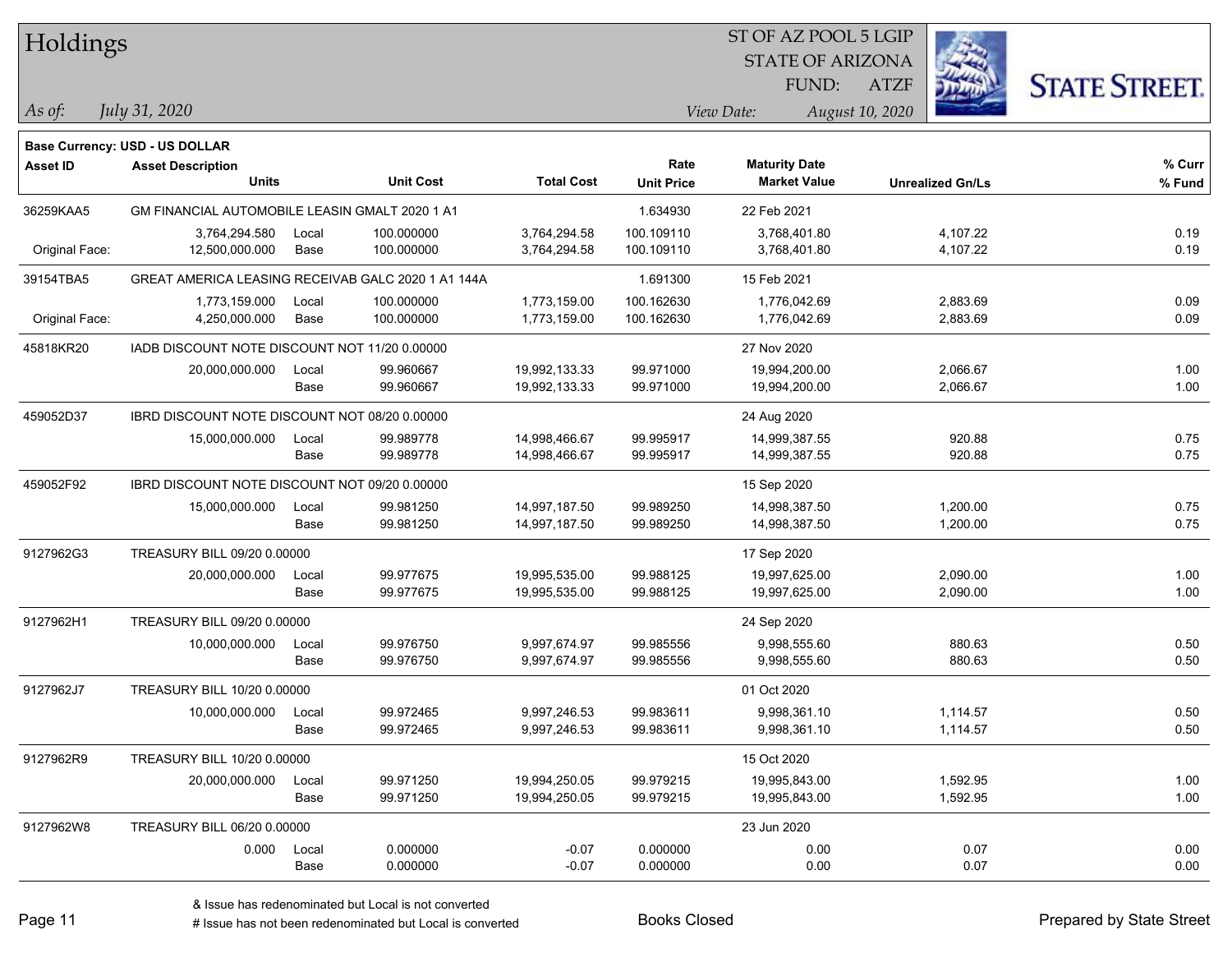# Holdings

ST OF AZ POOL 5 LGIP
STATE OF ARIZONA
FUND: ATZF

*As of: July 31, 2020*

*View Date: August 10, 2020*

**Base Currency: USD - US DOLLAR**

| Asset ID | Asset Description / Units | | Unit Cost | Total Cost | Rate / Unit Price | Maturity Date / Market Value | Unrealized Gn/Ls | % Curr / % Fund |
|---|---|---|---|---|---|---|---|---|
| 36259KAA5 | GM FINANCIAL AUTOMOBILE LEASIN GMALT 2020 1 A1 | | | | 1.634930 | 22 Feb 2021 | | |
| | 3,764,294.580 | Local | 100.000000 | 3,764,294.58 | 100.109110 | 3,768,401.80 | 4,107.22 | 0.19 |
| Original Face: | 12,500,000.000 | Base | 100.000000 | 3,764,294.58 | 100.109110 | 3,768,401.80 | 4,107.22 | 0.19 |
| 39154TBA5 | GREAT AMERICA LEASING RECEIVAB GALC 2020 1 A1 144A | | | | 1.691300 | 15 Feb 2021 | | |
| | 1,773,159.000 | Local | 100.000000 | 1,773,159.00 | 100.162630 | 1,776,042.69 | 2,883.69 | 0.09 |
| Original Face: | 4,250,000.000 | Base | 100.000000 | 1,773,159.00 | 100.162630 | 1,776,042.69 | 2,883.69 | 0.09 |
| 45818KR20 | IADB DISCOUNT NOTE DISCOUNT NOT 11/20 0.00000 | | | | | 27 Nov 2020 | | |
| | 20,000,000.000 | Local | 99.960667 | 19,992,133.33 | 99.971000 | 19,994,200.00 | 2,066.67 | 1.00 |
| | | Base | 99.960667 | 19,992,133.33 | 99.971000 | 19,994,200.00 | 2,066.67 | 1.00 |
| 459052D37 | IBRD DISCOUNT NOTE DISCOUNT NOT 08/20 0.00000 | | | | | 24 Aug 2020 | | |
| | 15,000,000.000 | Local | 99.989778 | 14,998,466.67 | 99.995917 | 14,999,387.55 | 920.88 | 0.75 |
| | | Base | 99.989778 | 14,998,466.67 | 99.995917 | 14,999,387.55 | 920.88 | 0.75 |
| 459052F92 | IBRD DISCOUNT NOTE DISCOUNT NOT 09/20 0.00000 | | | | | 15 Sep 2020 | | |
| | 15,000,000.000 | Local | 99.981250 | 14,997,187.50 | 99.989250 | 14,998,387.50 | 1,200.00 | 0.75 |
| | | Base | 99.981250 | 14,997,187.50 | 99.989250 | 14,998,387.50 | 1,200.00 | 0.75 |
| 9127962G3 | TREASURY BILL 09/20 0.00000 | | | | | 17 Sep 2020 | | |
| | 20,000,000.000 | Local | 99.977675 | 19,995,535.00 | 99.988125 | 19,997,625.00 | 2,090.00 | 1.00 |
| | | Base | 99.977675 | 19,995,535.00 | 99.988125 | 19,997,625.00 | 2,090.00 | 1.00 |
| 9127962H1 | TREASURY BILL 09/20 0.00000 | | | | | 24 Sep 2020 | | |
| | 10,000,000.000 | Local | 99.976750 | 9,997,674.97 | 99.985556 | 9,998,555.60 | 880.63 | 0.50 |
| | | Base | 99.976750 | 9,997,674.97 | 99.985556 | 9,998,555.60 | 880.63 | 0.50 |
| 9127962J7 | TREASURY BILL 10/20 0.00000 | | | | | 01 Oct 2020 | | |
| | 10,000,000.000 | Local | 99.972465 | 9,997,246.53 | 99.983611 | 9,998,361.10 | 1,114.57 | 0.50 |
| | | Base | 99.972465 | 9,997,246.53 | 99.983611 | 9,998,361.10 | 1,114.57 | 0.50 |
| 9127962R9 | TREASURY BILL 10/20 0.00000 | | | | | 15 Oct 2020 | | |
| | 20,000,000.000 | Local | 99.971250 | 19,994,250.05 | 99.979215 | 19,995,843.00 | 1,592.95 | 1.00 |
| | | Base | 99.971250 | 19,994,250.05 | 99.979215 | 19,995,843.00 | 1,592.95 | 1.00 |
| 9127962W8 | TREASURY BILL 06/20 0.00000 | | | | | 23 Jun 2020 | | |
| | 0.000 | Local | 0.000000 | -0.07 | 0.000000 | 0.00 | 0.07 | 0.00 |
| | | Base | 0.000000 | -0.07 | 0.000000 | 0.00 | 0.07 | 0.00 |

& Issue has redenominated but Local is not converted
# Issue has not been redenominated but Local is converted

Books Closed

Prepared by State Street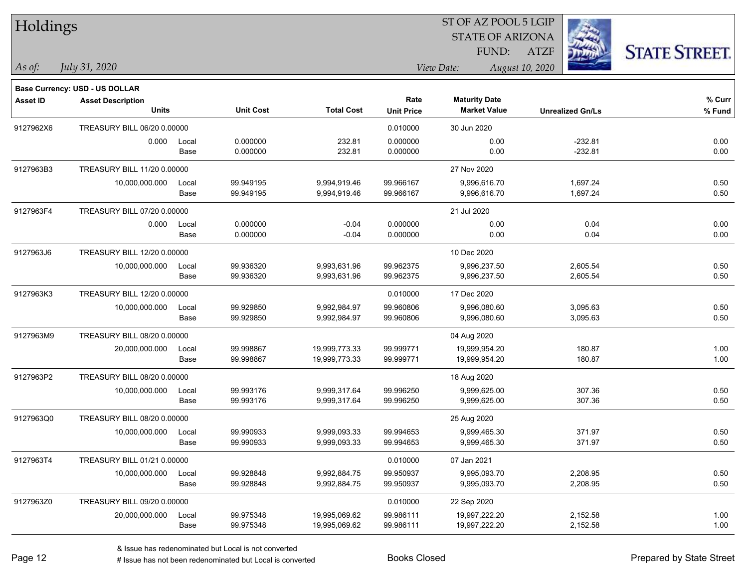# Holdings

ST OF AZ POOL 5 LGIP
STATE OF ARIZONA
FUND: ATZF

*As of:* *July 31, 2020*

*View Date:* *August 10, 2020*

**Base Currency: USD - US DOLLAR**

| Asset ID | Asset Description / Units | | Unit Cost | Total Cost | Rate / Unit Price | Maturity Date / Market Value | Unrealized Gn/Ls | % Curr / % Fund |
|---|---|---|---|---|---|---|---|---|
| 9127962X6 | TREASURY BILL 06/20 0.00000 | | | | 0.010000 | 30 Jun 2020 | | |
| | 0.000 | Local | 0.000000 | 232.81 | 0.000000 | 0.00 | -232.81 | 0.00 |
| | | Base | 0.000000 | 232.81 | 0.000000 | 0.00 | -232.81 | 0.00 |
| 9127963B3 | TREASURY BILL 11/20 0.00000 | | | | | 27 Nov 2020 | | |
| | 10,000,000.000 | Local | 99.949195 | 9,994,919.46 | 99.966167 | 9,996,616.70 | 1,697.24 | 0.50 |
| | | Base | 99.949195 | 9,994,919.46 | 99.966167 | 9,996,616.70 | 1,697.24 | 0.50 |
| 9127963F4 | TREASURY BILL 07/20 0.00000 | | | | | 21 Jul 2020 | | |
| | 0.000 | Local | 0.000000 | -0.04 | 0.000000 | 0.00 | 0.04 | 0.00 |
| | | Base | 0.000000 | -0.04 | 0.000000 | 0.00 | 0.04 | 0.00 |
| 9127963J6 | TREASURY BILL 12/20 0.00000 | | | | | 10 Dec 2020 | | |
| | 10,000,000.000 | Local | 99.936320 | 9,993,631.96 | 99.962375 | 9,996,237.50 | 2,605.54 | 0.50 |
| | | Base | 99.936320 | 9,993,631.96 | 99.962375 | 9,996,237.50 | 2,605.54 | 0.50 |
| 9127963K3 | TREASURY BILL 12/20 0.00000 | | | | 0.010000 | 17 Dec 2020 | | |
| | 10,000,000.000 | Local | 99.929850 | 9,992,984.97 | 99.960806 | 9,996,080.60 | 3,095.63 | 0.50 |
| | | Base | 99.929850 | 9,992,984.97 | 99.960806 | 9,996,080.60 | 3,095.63 | 0.50 |
| 9127963M9 | TREASURY BILL 08/20 0.00000 | | | | | 04 Aug 2020 | | |
| | 20,000,000.000 | Local | 99.998867 | 19,999,773.33 | 99.999771 | 19,999,954.20 | 180.87 | 1.00 |
| | | Base | 99.998867 | 19,999,773.33 | 99.999771 | 19,999,954.20 | 180.87 | 1.00 |
| 9127963P2 | TREASURY BILL 08/20 0.00000 | | | | | 18 Aug 2020 | | |
| | 10,000,000.000 | Local | 99.993176 | 9,999,317.64 | 99.996250 | 9,999,625.00 | 307.36 | 0.50 |
| | | Base | 99.993176 | 9,999,317.64 | 99.996250 | 9,999,625.00 | 307.36 | 0.50 |
| 9127963Q0 | TREASURY BILL 08/20 0.00000 | | | | | 25 Aug 2020 | | |
| | 10,000,000.000 | Local | 99.990933 | 9,999,093.33 | 99.994653 | 9,999,465.30 | 371.97 | 0.50 |
| | | Base | 99.990933 | 9,999,093.33 | 99.994653 | 9,999,465.30 | 371.97 | 0.50 |
| 9127963T4 | TREASURY BILL 01/21 0.00000 | | | | 0.010000 | 07 Jan 2021 | | |
| | 10,000,000.000 | Local | 99.928848 | 9,992,884.75 | 99.950937 | 9,995,093.70 | 2,208.95 | 0.50 |
| | | Base | 99.928848 | 9,992,884.75 | 99.950937 | 9,995,093.70 | 2,208.95 | 0.50 |
| 9127963Z0 | TREASURY BILL 09/20 0.00000 | | | | 0.010000 | 22 Sep 2020 | | |
| | 20,000,000.000 | Local | 99.975348 | 19,995,069.62 | 99.986111 | 19,997,222.20 | 2,152.58 | 1.00 |
| | | Base | 99.975348 | 19,995,069.62 | 99.986111 | 19,997,222.20 | 2,152.58 | 1.00 |

& Issue has redenominated but Local is not converted
# Issue has not been redenominated but Local is converted

Books Closed

Prepared by State Street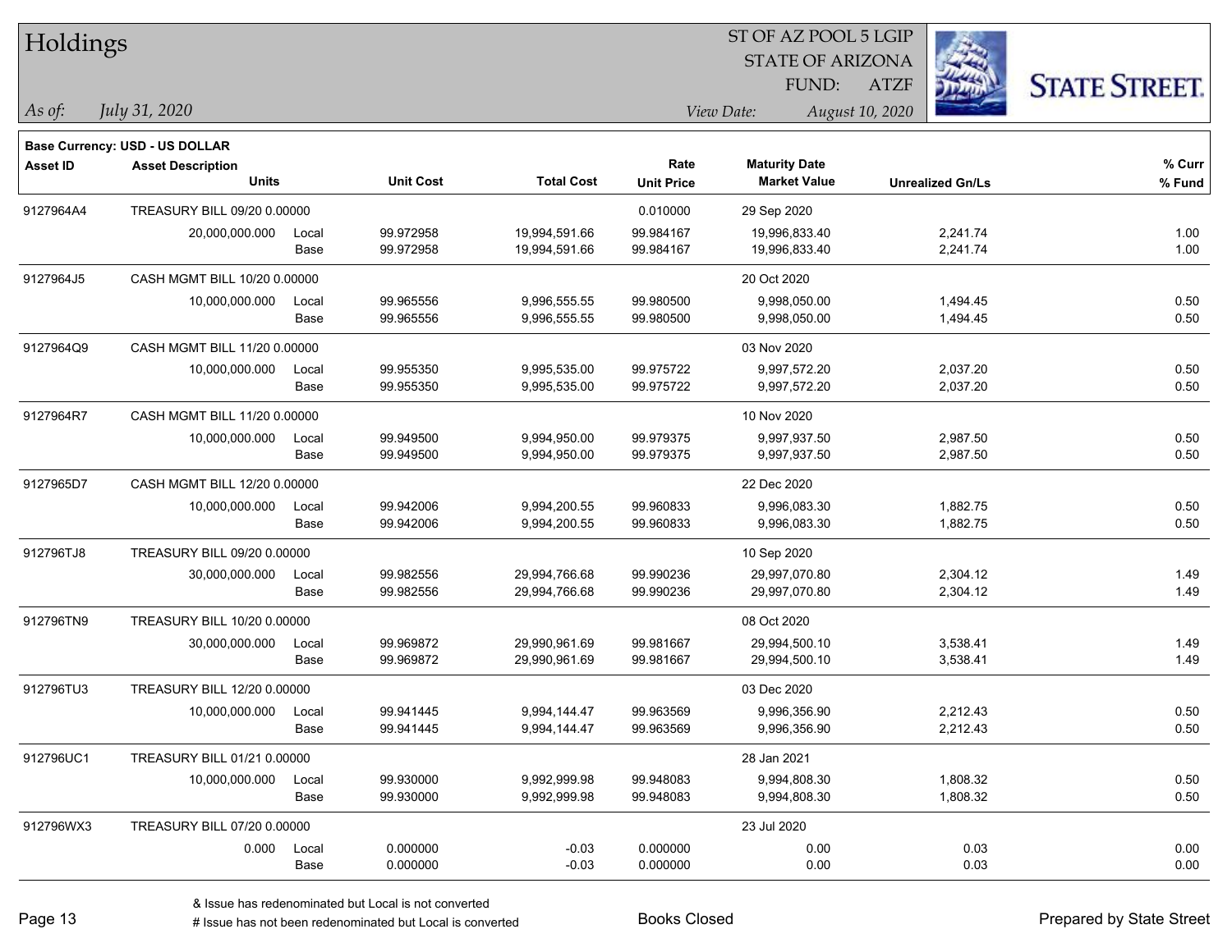# Holdings

ST OF AZ POOL 5 LGIP
STATE OF ARIZONA
FUND: ATZF

*As of:* *July 31, 2020*

*View Date:* *August 10, 2020*

**Base Currency: USD - US DOLLAR**

| Asset ID | Asset Description / Units | | Unit Cost | Total Cost | Rate / Unit Price | Maturity Date / Market Value | Unrealized Gn/Ls | % Curr / % Fund |
|---|---|---|---|---|---|---|---|---|
| 9127964A4 | TREASURY BILL 09/20 0.00000 | | | | 0.010000 | 29 Sep 2020 | | |
| | 20,000,000.000 | Local | 99.972958 | 19,994,591.66 | 99.984167 | 19,996,833.40 | 2,241.74 | 1.00 |
| | | Base | 99.972958 | 19,994,591.66 | 99.984167 | 19,996,833.40 | 2,241.74 | 1.00 |
| 9127964J5 | CASH MGMT BILL 10/20 0.00000 | | | | | 20 Oct 2020 | | |
| | 10,000,000.000 | Local | 99.965556 | 9,996,555.55 | 99.980500 | 9,998,050.00 | 1,494.45 | 0.50 |
| | | Base | 99.965556 | 9,996,555.55 | 99.980500 | 9,998,050.00 | 1,494.45 | 0.50 |
| 9127964Q9 | CASH MGMT BILL 11/20 0.00000 | | | | | 03 Nov 2020 | | |
| | 10,000,000.000 | Local | 99.955350 | 9,995,535.00 | 99.975722 | 9,997,572.20 | 2,037.20 | 0.50 |
| | | Base | 99.955350 | 9,995,535.00 | 99.975722 | 9,997,572.20 | 2,037.20 | 0.50 |
| 9127964R7 | CASH MGMT BILL 11/20 0.00000 | | | | | 10 Nov 2020 | | |
| | 10,000,000.000 | Local | 99.949500 | 9,994,950.00 | 99.979375 | 9,997,937.50 | 2,987.50 | 0.50 |
| | | Base | 99.949500 | 9,994,950.00 | 99.979375 | 9,997,937.50 | 2,987.50 | 0.50 |
| 9127965D7 | CASH MGMT BILL 12/20 0.00000 | | | | | 22 Dec 2020 | | |
| | 10,000,000.000 | Local | 99.942006 | 9,994,200.55 | 99.960833 | 9,996,083.30 | 1,882.75 | 0.50 |
| | | Base | 99.942006 | 9,994,200.55 | 99.960833 | 9,996,083.30 | 1,882.75 | 0.50 |
| 912796TJ8 | TREASURY BILL 09/20 0.00000 | | | | | 10 Sep 2020 | | |
| | 30,000,000.000 | Local | 99.982556 | 29,994,766.68 | 99.990236 | 29,997,070.80 | 2,304.12 | 1.49 |
| | | Base | 99.982556 | 29,994,766.68 | 99.990236 | 29,997,070.80 | 2,304.12 | 1.49 |
| 912796TN9 | TREASURY BILL 10/20 0.00000 | | | | | 08 Oct 2020 | | |
| | 30,000,000.000 | Local | 99.969872 | 29,990,961.69 | 99.981667 | 29,994,500.10 | 3,538.41 | 1.49 |
| | | Base | 99.969872 | 29,990,961.69 | 99.981667 | 29,994,500.10 | 3,538.41 | 1.49 |
| 912796TU3 | TREASURY BILL 12/20 0.00000 | | | | | 03 Dec 2020 | | |
| | 10,000,000.000 | Local | 99.941445 | 9,994,144.47 | 99.963569 | 9,996,356.90 | 2,212.43 | 0.50 |
| | | Base | 99.941445 | 9,994,144.47 | 99.963569 | 9,996,356.90 | 2,212.43 | 0.50 |
| 912796UC1 | TREASURY BILL 01/21 0.00000 | | | | | 28 Jan 2021 | | |
| | 10,000,000.000 | Local | 99.930000 | 9,992,999.98 | 99.948083 | 9,994,808.30 | 1,808.32 | 0.50 |
| | | Base | 99.930000 | 9,992,999.98 | 99.948083 | 9,994,808.30 | 1,808.32 | 0.50 |
| 912796WX3 | TREASURY BILL 07/20 0.00000 | | | | | 23 Jul 2020 | | |
| | 0.000 | Local | 0.000000 | -0.03 | 0.000000 | 0.00 | 0.03 | 0.00 |
| | | Base | 0.000000 | -0.03 | 0.000000 | 0.00 | 0.03 | 0.00 |

& Issue has redenominated but Local is not converted
# Issue has not been redenominated but Local is converted

Books Closed

Prepared by State Street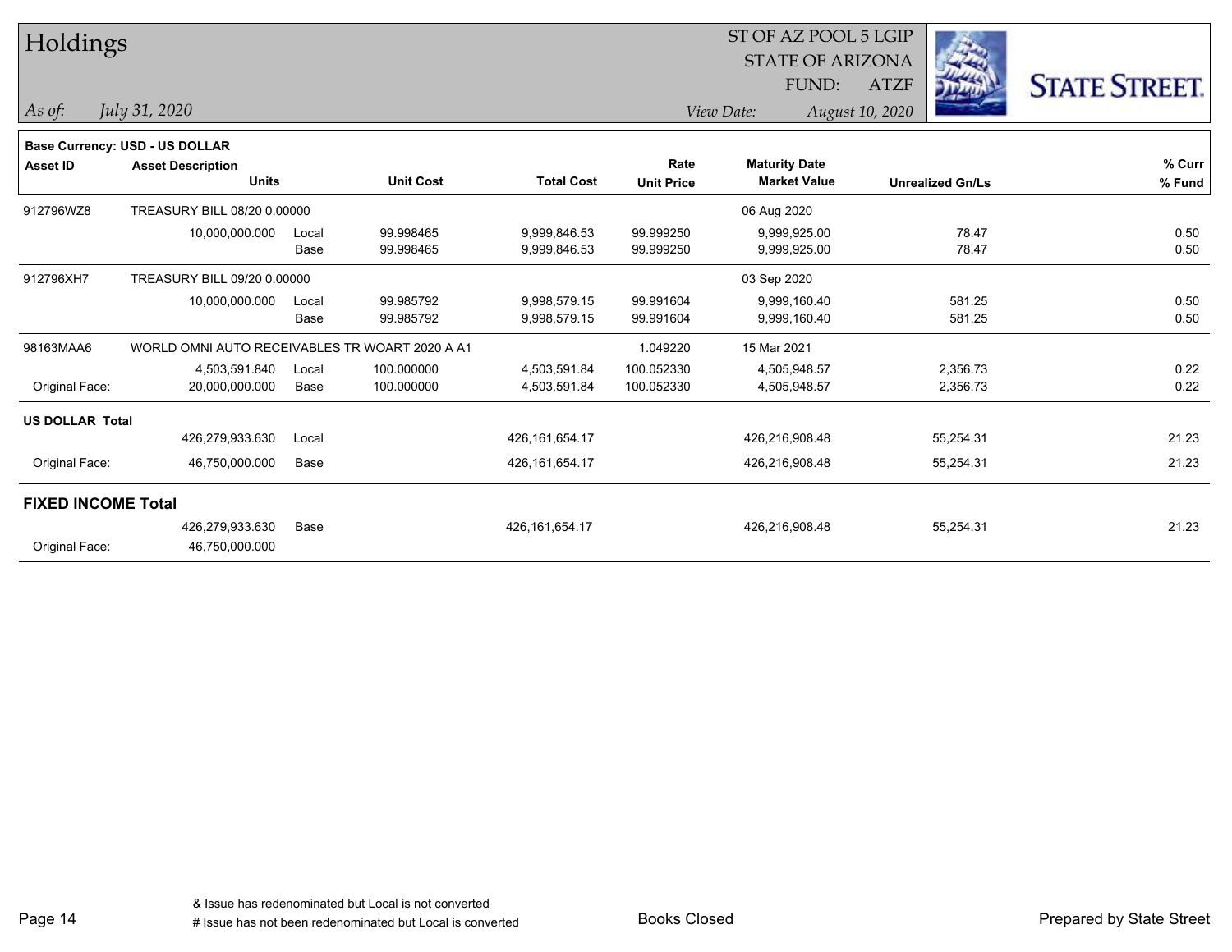# Holdings

ST OF AZ POOL 5 LGIP
STATE OF ARIZONA
FUND: ATZF

*As of: July 31, 2020*
*View Date: August 10, 2020*

**Base Currency: USD - US DOLLAR**

| Asset ID | Asset Description / Units | | Unit Cost | Total Cost | Rate / Unit Price | Maturity Date / Market Value | Unrealized Gn/Ls | % Curr / % Fund |
|---|---|---|---|---|---|---|---|---|
| 912796WZ8 | TREASURY BILL 08/20 0.00000 | | | | | 06 Aug 2020 | | |
| | 10,000,000.000 | Local | 99.998465 | 9,999,846.53 | 99.999250 | 9,999,925.00 | 78.47 | 0.50 |
| | | Base | 99.998465 | 9,999,846.53 | 99.999250 | 9,999,925.00 | 78.47 | 0.50 |
| 912796XH7 | TREASURY BILL 09/20 0.00000 | | | | | 03 Sep 2020 | | |
| | 10,000,000.000 | Local | 99.985792 | 9,998,579.15 | 99.991604 | 9,999,160.40 | 581.25 | 0.50 |
| | | Base | 99.985792 | 9,998,579.15 | 99.991604 | 9,999,160.40 | 581.25 | 0.50 |
| 98163MAA6 | WORLD OMNI AUTO RECEIVABLES TR WOART 2020 A A1 | | | | 1.049220 | 15 Mar 2021 | | |
| | 4,503,591.840 | Local | 100.000000 | 4,503,591.84 | 100.052330 | 4,505,948.57 | 2,356.73 | 0.22 |
| Original Face: | 20,000,000.000 | Base | 100.000000 | 4,503,591.84 | 100.052330 | 4,505,948.57 | 2,356.73 | 0.22 |
| **US DOLLAR Total** | | | | | | | | |
| | 426,279,933.630 | Local | | 426,161,654.17 | | 426,216,908.48 | 55,254.31 | 21.23 |
| Original Face: | 46,750,000.000 | Base | | 426,161,654.17 | | 426,216,908.48 | 55,254.31 | 21.23 |
| **FIXED INCOME Total** | | | | | | | | |
| | 426,279,933.630 | Base | | 426,161,654.17 | | 426,216,908.48 | 55,254.31 | 21.23 |
| Original Face: | 46,750,000.000 | | | | | | | |

& Issue has redenominated but Local is not converted
# Issue has not been redenominated but Local is converted

Books Closed

Prepared by State Street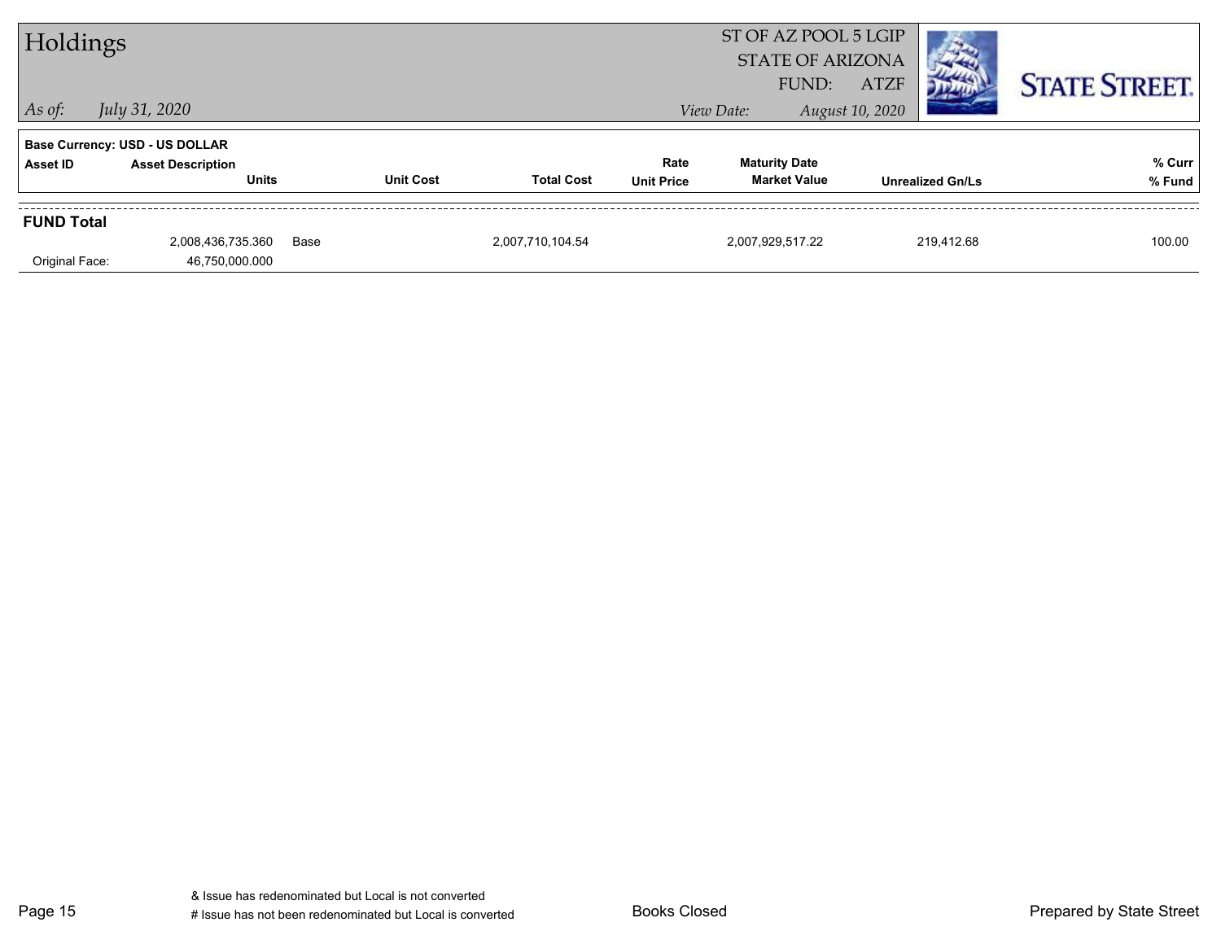# Holdings

*As of:* *July 31, 2020*

ST OF AZ POOL 5 LGIP
STATE OF ARIZONA
FUND: ATZF

*View Date:* *August 10, 2020*

**STATE STREET.**

**Base Currency: USD - US DOLLAR**

| Asset ID | Asset Description / Units | | Unit Cost | Total Cost | Rate / Unit Price | Maturity Date / Market Value | Unrealized Gn/Ls | % Curr / % Fund |
|---|---|---|---|---|---|---|---|---|
| **FUND Total** | | | | | | | | |
| | 2,008,436,735.360 | Base | | 2,007,710,104.54 | | 2,007,929,517.22 | 219,412.68 | 100.00 |
| Original Face: | 46,750,000.000 | | | | | | | |

& Issue has redenominated but Local is not converted
# Issue has not been redenominated but Local is converted

Books Closed

Prepared by State Street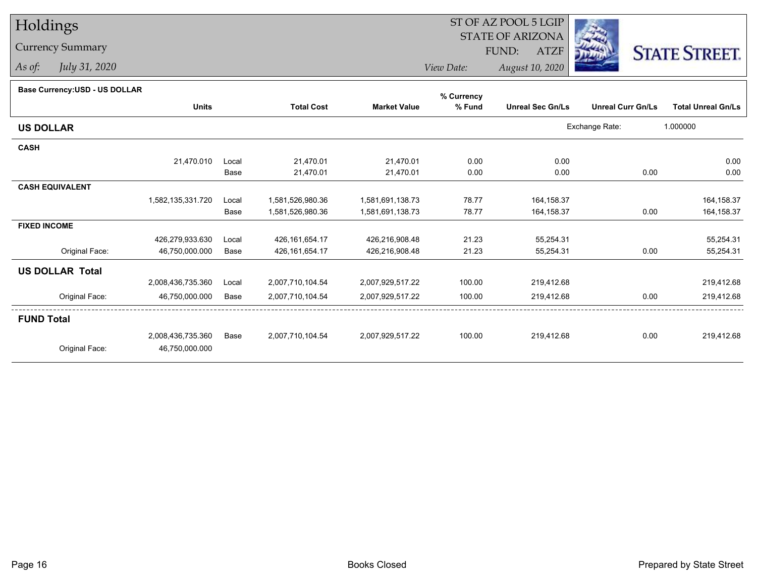# Holdings

## Currency Summary

*As of:* *July 31, 2020*

ST OF AZ POOL 5 LGIP
STATE OF ARIZONA
FUND: ATZF

*View Date:* *August 10, 2020*

STATE STREET.

**Base Currency:USD - US DOLLAR**

| | Units | | Total Cost | Market Value | % Currency % Fund | Unreal Sec Gn/Ls | Unreal Curr Gn/Ls | Total Unreal Gn/Ls |
|---|---|---|---|---|---|---|---|---|
| **US DOLLAR** | | | | | | | Exchange Rate: | 1.000000 |
| **CASH** | | | | | | | | |
| | 21,470.010 | Local | 21,470.01 | 21,470.01 | 0.00 | 0.00 | | 0.00 |
| | | Base | 21,470.01 | 21,470.01 | 0.00 | 0.00 | 0.00 | 0.00 |
| **CASH EQUIVALENT** | | | | | | | | |
| | 1,582,135,331.720 | Local | 1,581,526,980.36 | 1,581,691,138.73 | 78.77 | 164,158.37 | | 164,158.37 |
| | | Base | 1,581,526,980.36 | 1,581,691,138.73 | 78.77 | 164,158.37 | 0.00 | 164,158.37 |
| **FIXED INCOME** | | | | | | | | |
| | 426,279,933.630 | Local | 426,161,654.17 | 426,216,908.48 | 21.23 | 55,254.31 | | 55,254.31 |
| Original Face: | 46,750,000.000 | Base | 426,161,654.17 | 426,216,908.48 | 21.23 | 55,254.31 | 0.00 | 55,254.31 |
| **US DOLLAR Total** | | | | | | | | |
| | 2,008,436,735.360 | Local | 2,007,710,104.54 | 2,007,929,517.22 | 100.00 | 219,412.68 | | 219,412.68 |
| Original Face: | 46,750,000.000 | Base | 2,007,710,104.54 | 2,007,929,517.22 | 100.00 | 219,412.68 | 0.00 | 219,412.68 |
| **FUND Total** | | | | | | | | |
| | 2,008,436,735.360 | Base | 2,007,710,104.54 | 2,007,929,517.22 | 100.00 | 219,412.68 | 0.00 | 219,412.68 |
| Original Face: | 46,750,000.000 | | | | | | | |

Books Closed

Prepared by State Street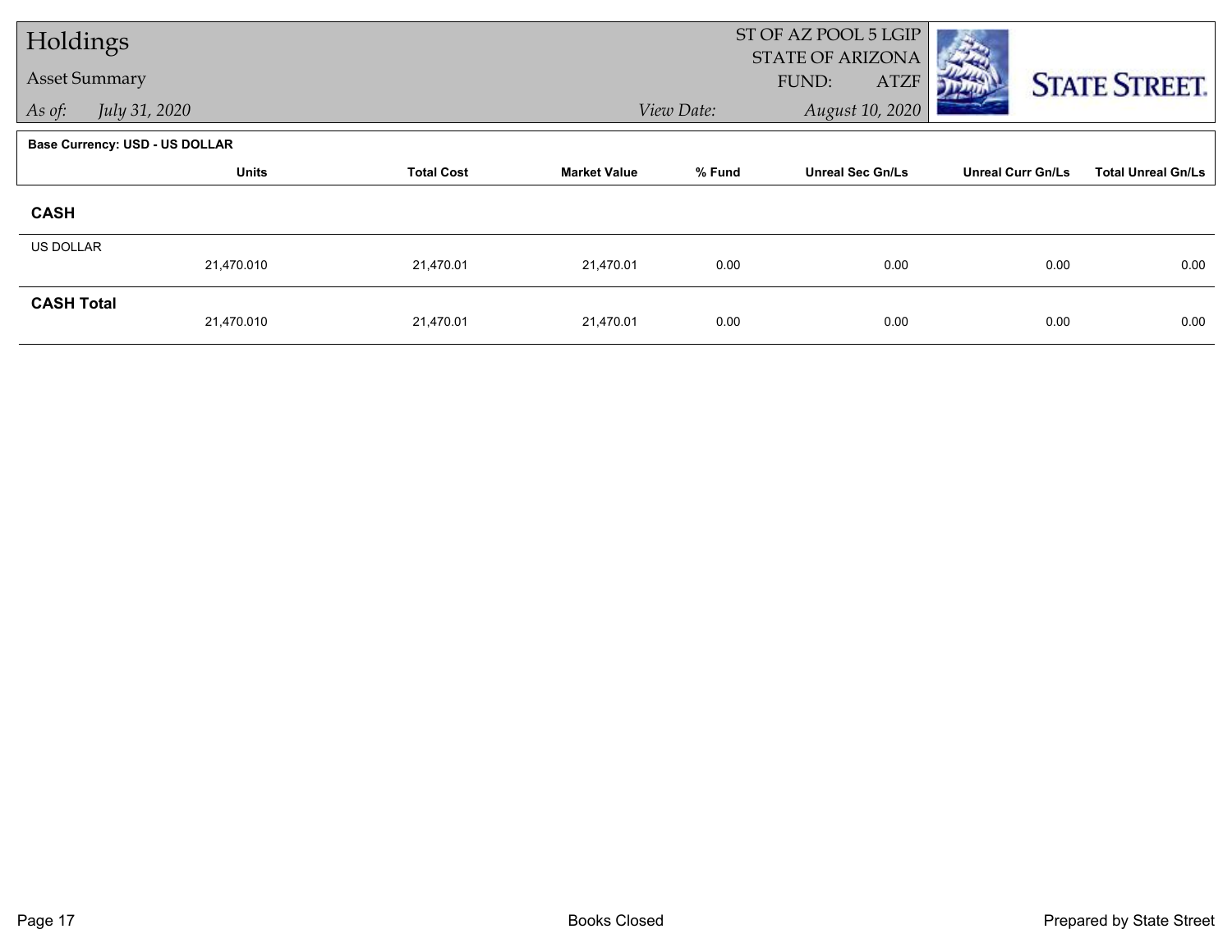# Holdings

## Asset Summary

*As of:* *July 31, 2020*

ST OF AZ POOL 5 LGIP
STATE OF ARIZONA
FUND: ATZF

*View Date:* *August 10, 2020*

STATE STREET.

**Base Currency: USD - US DOLLAR**

| | Units | Total Cost | Market Value | % Fund | Unreal Sec Gn/Ls | Unreal Curr Gn/Ls | Total Unreal Gn/Ls |
|---|---|---|---|---|---|---|---|
| **CASH** | | | | | | | |
| US DOLLAR | 21,470.010 | 21,470.01 | 21,470.01 | 0.00 | 0.00 | 0.00 | 0.00 |
| **CASH Total** | 21,470.010 | 21,470.01 | 21,470.01 | 0.00 | 0.00 | 0.00 | 0.00 |

Books Closed

Prepared by State Street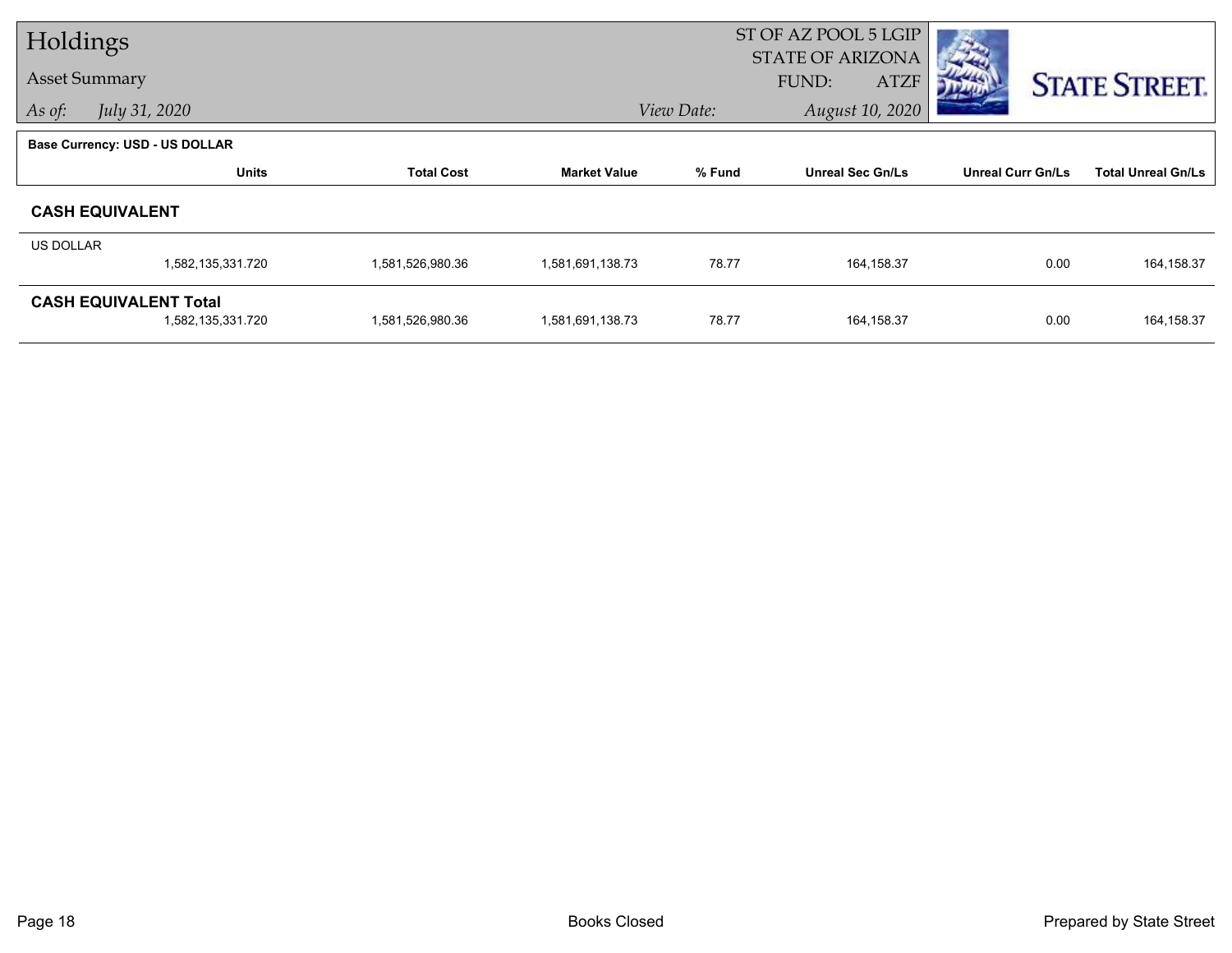# Holdings

## Asset Summary

*As of:* *July 31, 2020*

ST OF AZ POOL 5 LGIP
STATE OF ARIZONA
FUND: ATZF

*View Date:* *August 10, 2020*

STATE STREET.

**Base Currency: USD - US DOLLAR**

| | Units | Total Cost | Market Value | % Fund | Unreal Sec Gn/Ls | Unreal Curr Gn/Ls | Total Unreal Gn/Ls |
|---|---|---|---|---|---|---|---|
| **CASH EQUIVALENT** | | | | | | | |
| US DOLLAR | 1,582,135,331.720 | 1,581,526,980.36 | 1,581,691,138.73 | 78.77 | 164,158.37 | 0.00 | 164,158.37 |
| **CASH EQUIVALENT Total** | 1,582,135,331.720 | 1,581,526,980.36 | 1,581,691,138.73 | 78.77 | 164,158.37 | 0.00 | 164,158.37 |

Books Closed

Prepared by State Street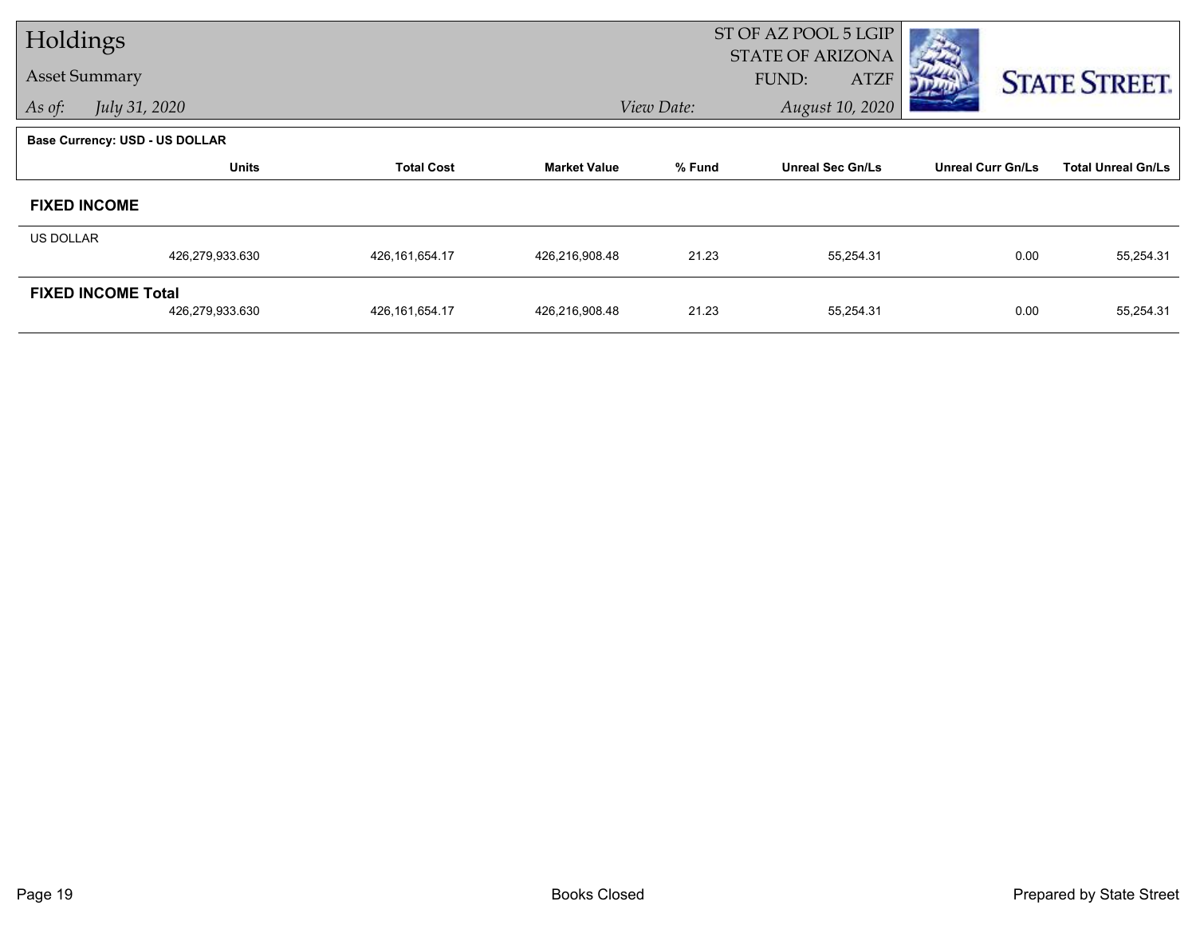# Holdings

## Asset Summary

*As of:* *July 31, 2020*

ST OF AZ POOL 5 LGIP
STATE OF ARIZONA
FUND: ATZF

*View Date:* *August 10, 2020*

**Base Currency: USD - US DOLLAR**

| | Units | Total Cost | Market Value | % Fund | Unreal Sec Gn/Ls | Unreal Curr Gn/Ls | Total Unreal Gn/Ls |
|---|---|---|---|---|---|---|---|
| **FIXED INCOME** | | | | | | | |
| US DOLLAR | 426,279,933.630 | 426,161,654.17 | 426,216,908.48 | 21.23 | 55,254.31 | 0.00 | 55,254.31 |
| **FIXED INCOME Total** | 426,279,933.630 | 426,161,654.17 | 426,216,908.48 | 21.23 | 55,254.31 | 0.00 | 55,254.31 |

Books Closed

Prepared by State Street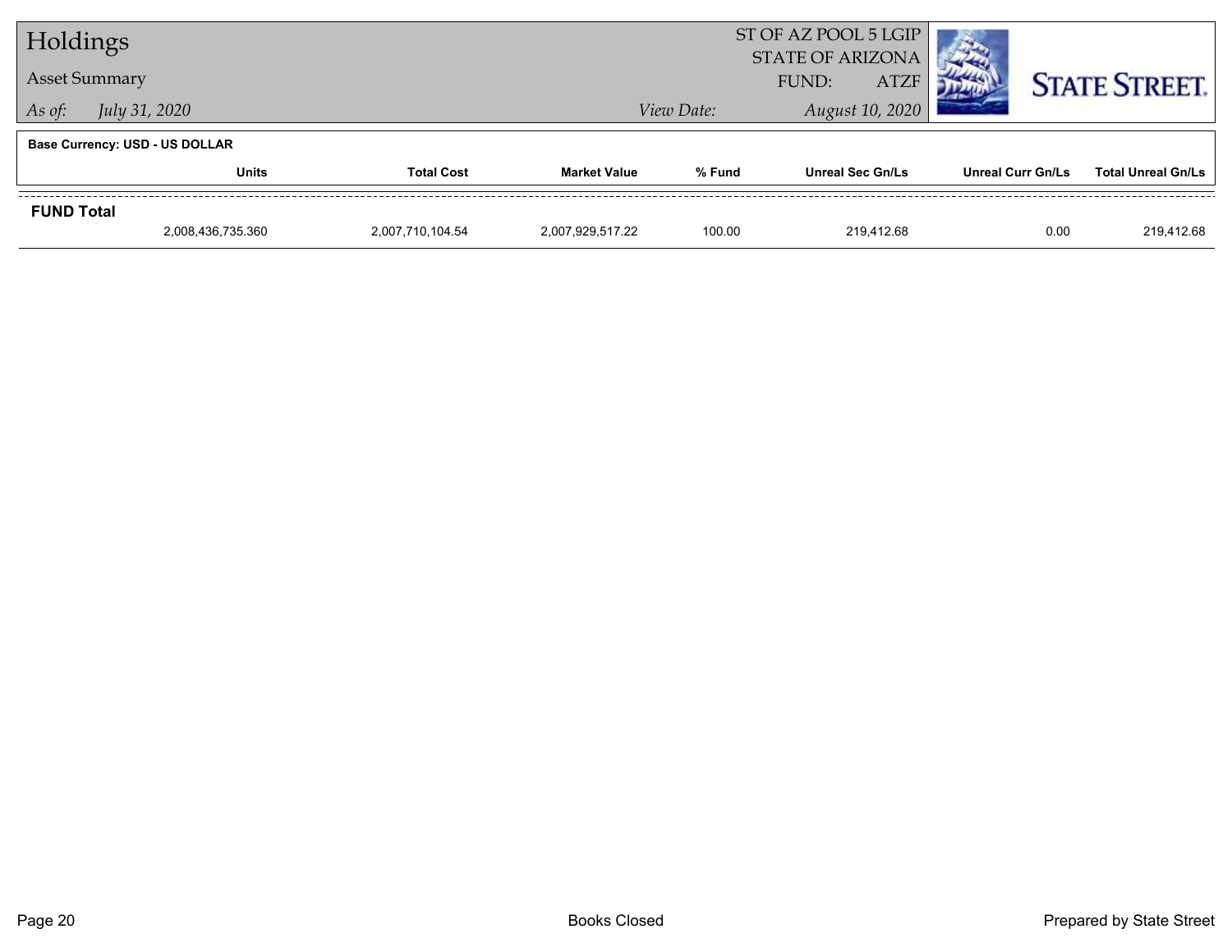# Holdings

## Asset Summary

*As of:* *July 31, 2020*

ST OF AZ POOL 5 LGIP
STATE OF ARIZONA
FUND: ATZF
*View Date:* *August 10, 2020*

**Base Currency: USD - US DOLLAR**

| | Units | Total Cost | Market Value | % Fund | Unreal Sec Gn/Ls | Unreal Curr Gn/Ls | Total Unreal Gn/Ls |
|---|---|---|---|---|---|---|---|
| **FUND Total** | 2,008,436,735.360 | 2,007,710,104.54 | 2,007,929,517.22 | 100.00 | 219,412.68 | 0.00 | 219,412.68 |

Books Closed

Prepared by State Street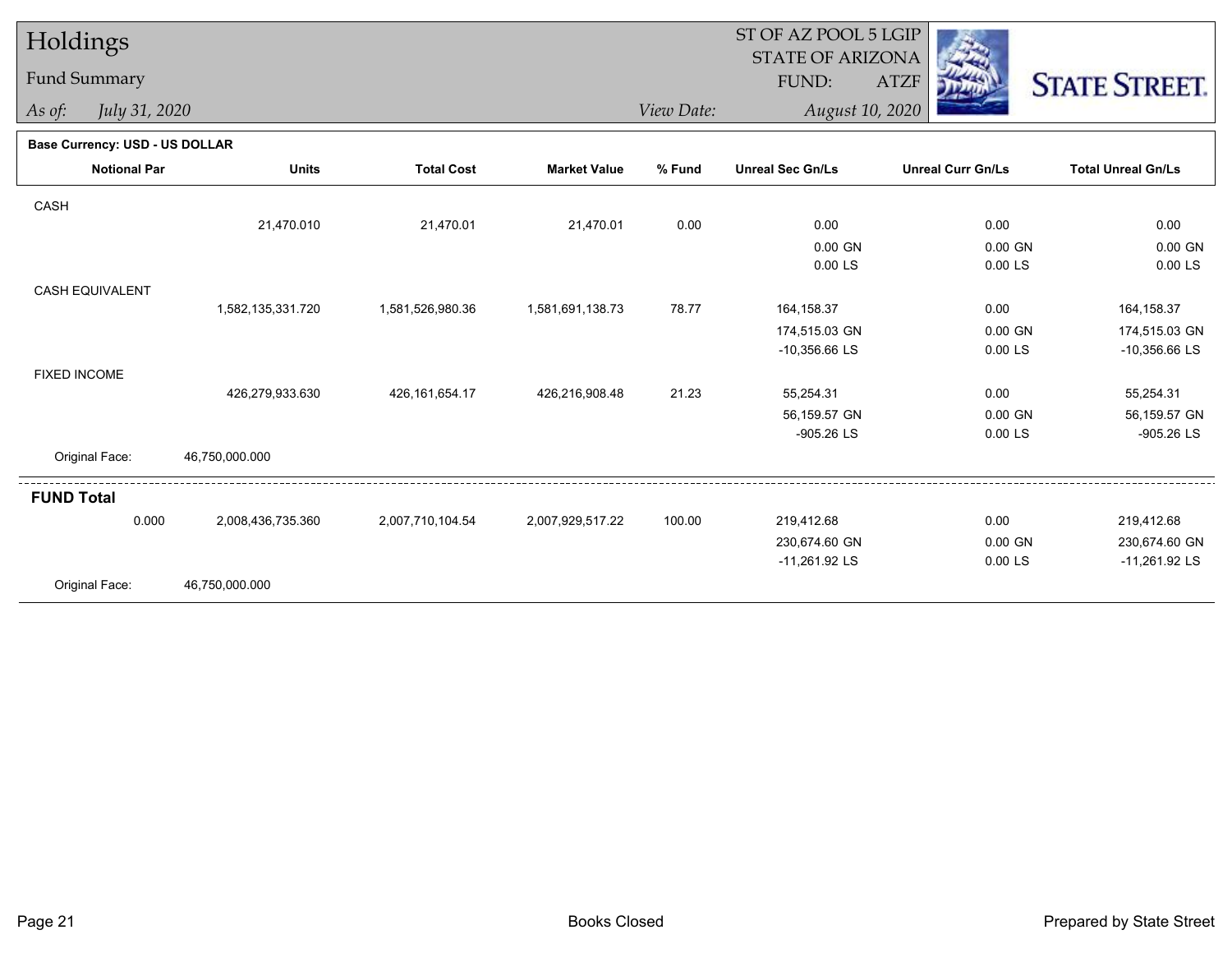# Holdings

Fund Summary

*As of: July 31, 2020*

ST OF AZ POOL 5 LGIP
STATE OF ARIZONA
FUND: ATZF
*View Date: August 10, 2020*

STATE STREET.

**Base Currency: USD - US DOLLAR**

| Notional Par | Units | Total Cost | Market Value | % Fund | Unreal Sec Gn/Ls | Unreal Curr Gn/Ls | Total Unreal Gn/Ls |
|---|---|---|---|---|---|---|---|
| CASH | | | | | | | |
| | 21,470.010 | 21,470.01 | 21,470.01 | 0.00 | 0.00 | 0.00 | 0.00 |
| | | | | | 0.00 GN | 0.00 GN | 0.00 GN |
| | | | | | 0.00 LS | 0.00 LS | 0.00 LS |
| CASH EQUIVALENT | | | | | | | |
| | 1,582,135,331.720 | 1,581,526,980.36 | 1,581,691,138.73 | 78.77 | 164,158.37 | 0.00 | 164,158.37 |
| | | | | | 174,515.03 GN | 0.00 GN | 174,515.03 GN |
| | | | | | -10,356.66 LS | 0.00 LS | -10,356.66 LS |
| FIXED INCOME | | | | | | | |
| | 426,279,933.630 | 426,161,654.17 | 426,216,908.48 | 21.23 | 55,254.31 | 0.00 | 55,254.31 |
| | | | | | 56,159.57 GN | 0.00 GN | 56,159.57 GN |
| | | | | | -905.26 LS | 0.00 LS | -905.26 LS |
| Original Face: | 46,750,000.000 | | | | | | |
| **FUND Total** | | | | | | | |
| 0.000 | 2,008,436,735.360 | 2,007,710,104.54 | 2,007,929,517.22 | 100.00 | 219,412.68 | 0.00 | 219,412.68 |
| | | | | | 230,674.60 GN | 0.00 GN | 230,674.60 GN |
| | | | | | -11,261.92 LS | 0.00 LS | -11,261.92 LS |
| Original Face: | 46,750,000.000 | | | | | | |

Books Closed

Prepared by State Street